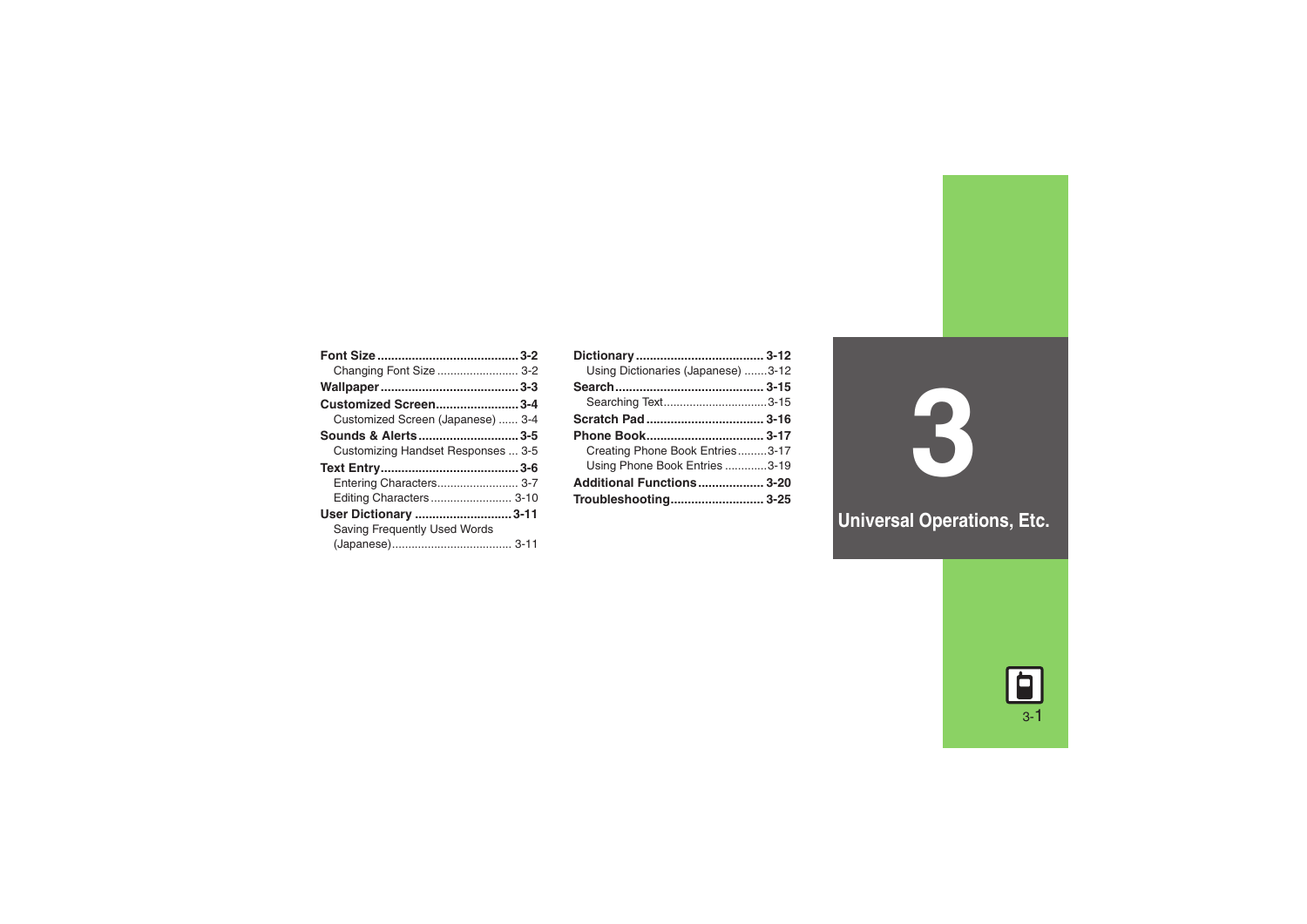# 3 Universal Operations, Etc.

**Font Size** ........................................ 3-2
- Changing Font Size ......................... 3-2

**Wallpaper** ........................................ 3-3

**Customized Screen** ........................ 3-4
- Customized Screen (Japanese) ...... 3-4

**Sounds & Alerts** ............................ 3-5
- Customizing Handset Responses ... 3-5

**Text Entry** ........................................ 3-6
- Entering Characters ......................... 3-7
- Editing Characters ......................... 3-10

**User Dictionary** ............................ 3-11
- Saving Frequently Used Words (Japanese) ..................................... 3-11

**Dictionary** ..................................... 3-12
- Using Dictionaries (Japanese) ....... 3-12

**Search** ........................................... 3-15
- Searching Text ................................ 3-15

**Scratch Pad** .................................. 3-16

**Phone Book** .................................. 3-17
- Creating Phone Book Entries ......... 3-17
- Using Phone Book Entries ............ 3-19

**Additional Functions** ................... 3-20

**Troubleshooting** ........................... 3-25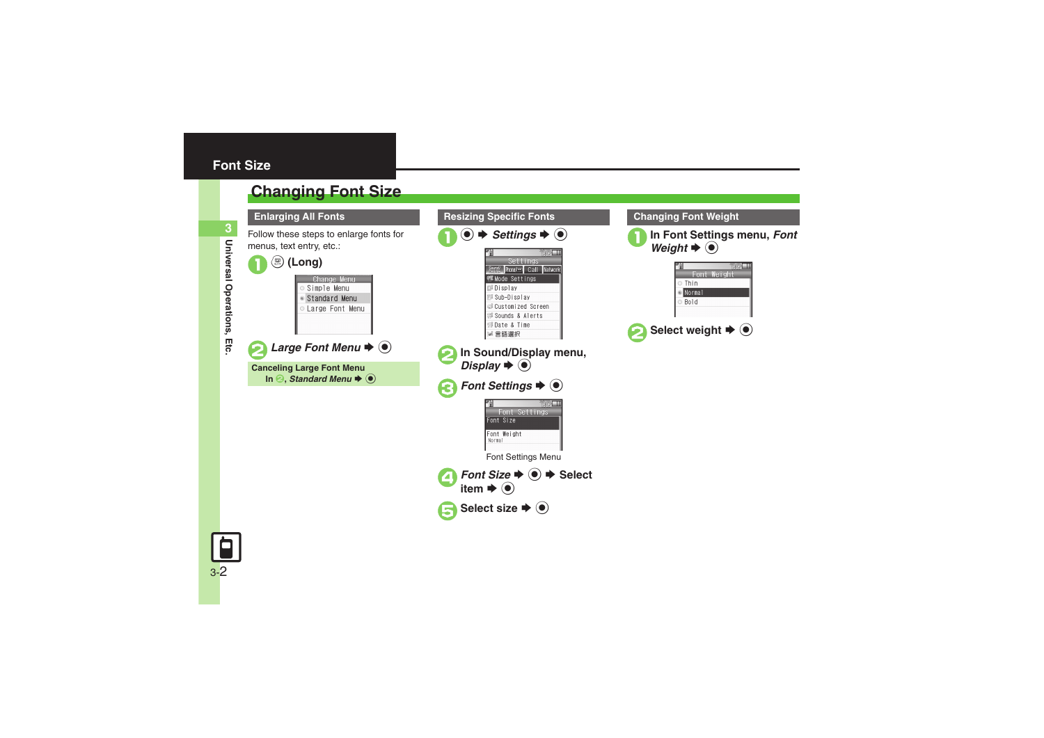# Font Size

## Changing Font Size

### Enlarging All Fonts

Follow these steps to enlarge fonts for menus, text entry, etc.:

1. (Long)
2. *Large Font Menu* ➡ ●

**Canceling Large Font Menu**
In 2, *Standard Menu* ➡ ●

### Resizing Specific Fonts

1. ● ➡ *Settings* ➡ ●
2. In Sound/Display menu, *Display* ➡ ●
3. *Font Settings* ➡ ●

Font Settings Menu

4. *Font Size* ➡ ● ➡ Select item ➡ ●
5. Select size ➡ ●

### Changing Font Weight

1. In Font Settings menu, *Font Weight* ➡ ●
2. Select weight ➡ ●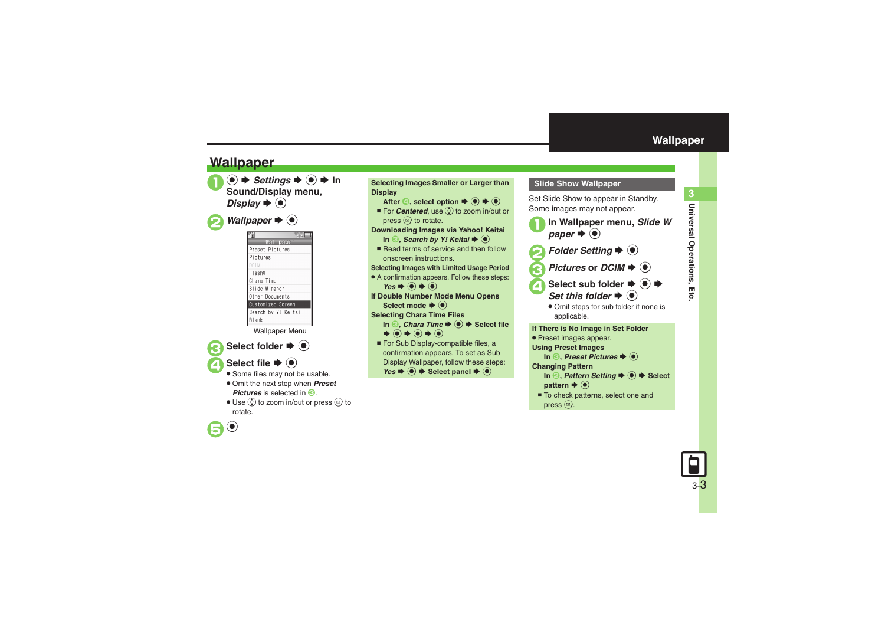# Wallpaper

1. ● ➡ *Settings* ➡ ● ➡ In Sound/Display menu, *Display* ➡ ●
2. *Wallpaper* ➡ ●

Wallpaper
Preset Pictures
Pictures
DCIM
Flash®
Chara Time
Slide W paper
Other Documents
Customized Screen
Search by Y! Keitai
Blank

Wallpaper Menu

3. Select folder ➡ ●
4. Select file ➡ ●
   - Some files may not be usable.
   - Omit the next step when ***Preset Pictures*** is selected in 3.
   - Use to zoom in/out or press to rotate.
5. ●

**Selecting Images Smaller or Larger than Display**

After 4, select option ➡ ● ➡ ●

- For ***Centered***, use to zoom in/out or press to rotate.

**Downloading Images via Yahoo! Keitai**

In 3, ***Search by Y! Keitai*** ➡ ●

- Read terms of service and then follow onscreen instructions.

**Selecting Images with Limited Usage Period**

- A confirmation appears. Follow these steps: ***Yes*** ➡ ● ➡ ●

**If Double Number Mode Menu Opens**

Select mode ➡ ●

**Selecting Chara Time Files**

In 3, ***Chara Time*** ➡ ● ➡ Select file ➡ ● ➡ ● ➡ ●

- For Sub Display-compatible files, a confirmation appears. To set as Sub Display Wallpaper, follow these steps: ***Yes*** ➡ ● ➡ Select panel ➡ ●

## Slide Show Wallpaper

Set Slide Show to appear in Standby.
Some images may not appear.

1. In Wallpaper menu, ***Slide W paper*** ➡ ●
2. ***Folder Setting*** ➡ ●
3. ***Pictures*** or ***DCIM*** ➡ ●
4. Select sub folder ➡ ● ➡ ***Set this folder*** ➡ ●
   - Omit steps for sub folder if none is applicable.

**If There is No Image in Set Folder**

- Preset images appear.

**Using Preset Images**

In 3, ***Preset Pictures*** ➡ ●

**Changing Pattern**

In 2, ***Pattern Setting*** ➡ ● ➡ Select pattern ➡ ●

- To check patterns, select one and press .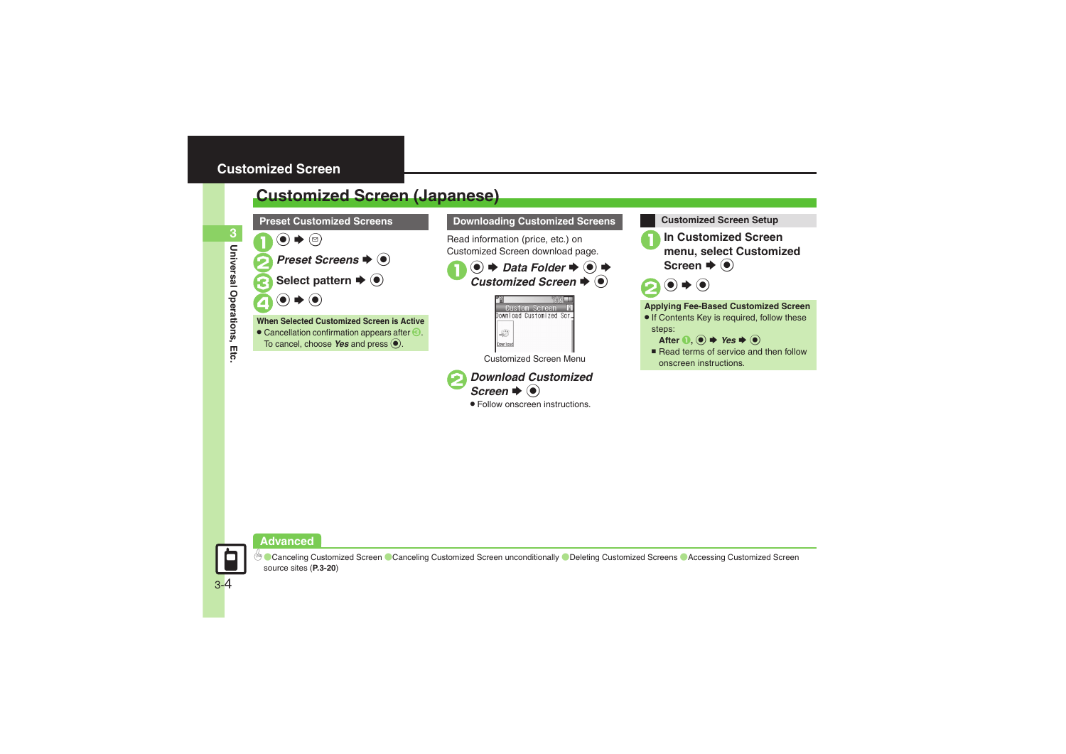# Customized Screen

## Customized Screen (Japanese)

### Preset Customized Screens

1. ● ➡ ✉
2. *Preset Screens* ➡ ●
3. Select pattern ➡ ●
4. ● ➡ ●

**When Selected Customized Screen is Active**

- Cancellation confirmation appears after 3. To cancel, choose *Yes* and press ●.

### Downloading Customized Screens

Read information (price, etc.) on Customized Screen download page.

1. ● ➡ *Data Folder* ➡ ● ➡ *Customized Screen* ➡ ●

Customized Screen Menu

2. *Download Customized Screen* ➡ ●
   - Follow onscreen instructions.

### Customized Screen Setup

1. **In Customized Screen menu, select Customized Screen** ➡ ●
2. ● ➡ ●

**Applying Fee-Based Customized Screen**

- If Contents Key is required, follow these steps:
  **After 1**, ● ➡ *Yes* ➡ ●
  - Read terms of service and then follow onscreen instructions.

## Advanced

Canceling Customized Screen / Canceling Customized Screen unconditionally / Deleting Customized Screens / Accessing Customized Screen source sites (**P.3-20**)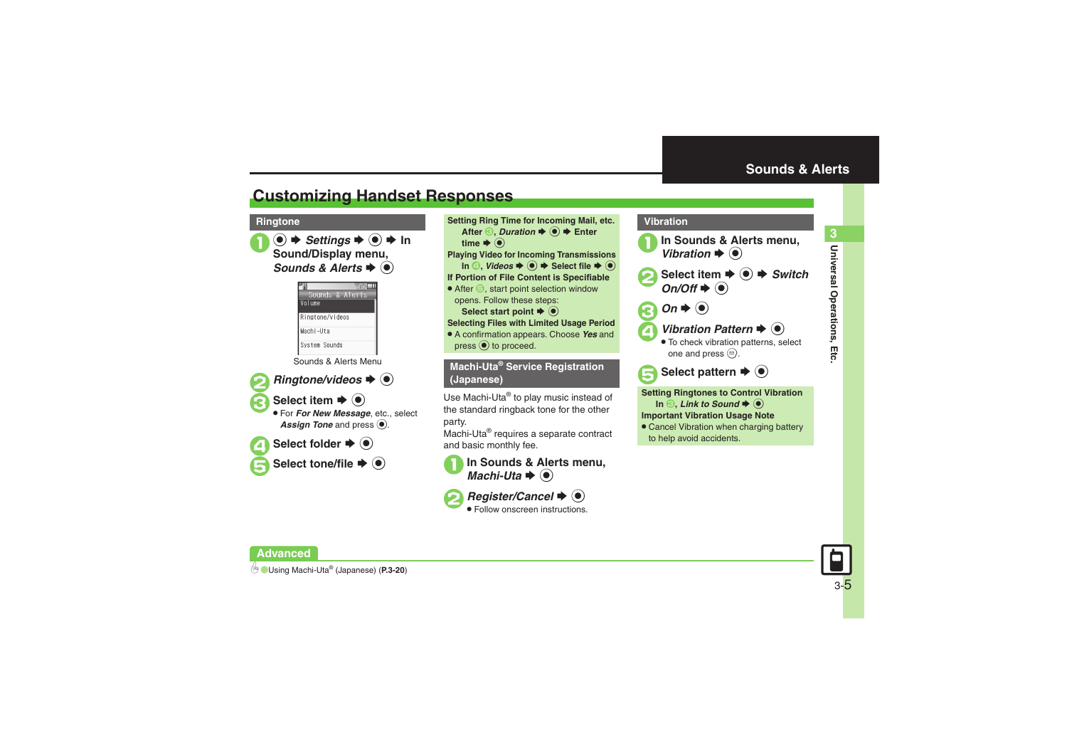# Customizing Handset Responses

## Ringtone

1. ● ➡ *Settings* ➡ ● ➡ In Sound/Display menu, *Sounds & Alerts* ➡ ●

Sounds & Alerts Menu

2. *Ringtone/videos* ➡ ●
3. Select item ➡ ●
   - For *For New Message*, etc., select *Assign Tone* and press ●.
4. Select folder ➡ ●
5. Select tone/file ➡ ●

**Setting Ring Time for Incoming Mail, etc.**
After 3, *Duration* ➡ ● ➡ Enter time ➡ ●

**Playing Video for Incoming Transmissions**
In 4, *Videos* ➡ ● ➡ Select file ➡ ●

**If Portion of File Content is Specifiable**
- After 5, start point selection window opens. Follow these steps:
  Select start point ➡ ●

**Selecting Files with Limited Usage Period**
- A confirmation appears. Choose *Yes* and press ● to proceed.

## Machi-Uta® Service Registration (Japanese)

Use Machi-Uta® to play music instead of the standard ringback tone for the other party.
Machi-Uta® requires a separate contract and basic monthly fee.

1. In Sounds & Alerts menu, *Machi-Uta* ➡ ●
2. *Register/Cancel* ➡ ●
   - Follow onscreen instructions.

## Vibration

1. In Sounds & Alerts menu, *Vibration* ➡ ●
2. Select item ➡ ● ➡ *Switch On/Off* ➡ ●
3. *On* ➡ ●
4. *Vibration Pattern* ➡ ●
   - To check vibration patterns, select one and press ✉.
5. Select pattern ➡ ●

**Setting Ringtones to Control Vibration**
In 3, *Link to Sound* ➡ ●

**Important Vibration Usage Note**
- Cancel Vibration when charging battery to help avoid accidents.

**Advanced**

Using Machi-Uta® (Japanese) (**P.3-20**)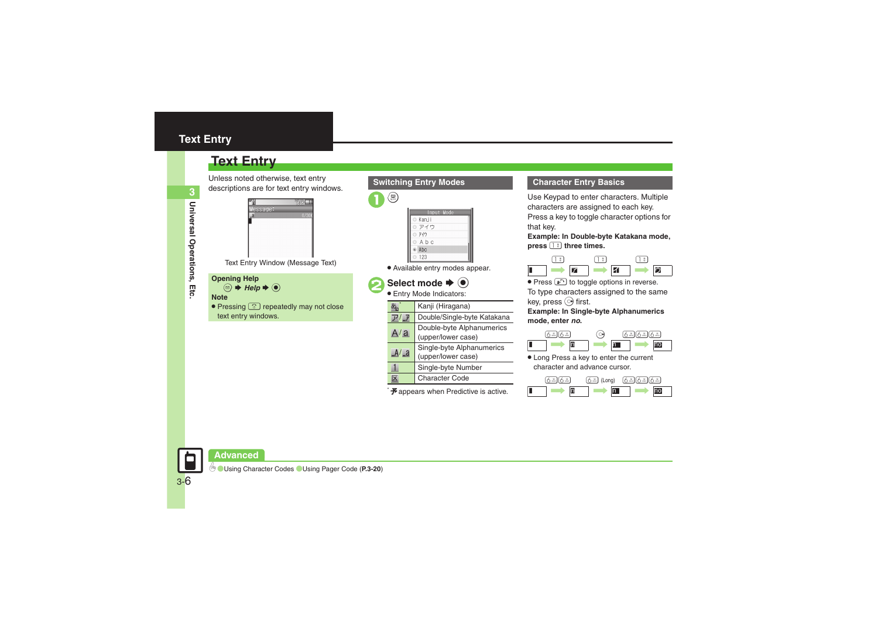# Text Entry

Unless noted otherwise, text entry descriptions are for text entry windows.

Text Entry Window (Message Text)

**Opening Help**

⊠ ➡ *Help* ➡ ●

**Note**

- Pressing ⌂ repeatedly may not close text entry windows.

## Switching Entry Modes

**1** ⊠

Input Mode
- Kanji
- アイウ
- ｱｲｳ
- Ａｂｃ
- Abc
- 123

- Available entry modes appear.

**2** **Select mode ➡ ●**

- Entry Mode Indicators:

| Indicator | Mode |
|---|---|
| あ* | Kanji (Hiragana) |
| ア/ｱ | Double/Single-byte Katakana |
| A/a | Double-byte Alphanumerics (upper/lower case) |
| A/a | Single-byte Alphanumerics (upper/lower case) |
| 1 | Single-byte Number |
| 区 | Character Code |

* 予 appears when Predictive is active.

## Character Entry Basics

Use Keypad to enter characters. Multiple characters are assigned to each key. Press a key to toggle character options for that key.

**Example: In Double-byte Katakana mode, press 1 three times.**

1 ➡ ア　1 ➡ イ　1 ➡ ウ

- Press ↶ to toggle options in reverse.

To type characters assigned to the same key, press ⊙ first.

**Example: In Single-byte Alphanumerics mode, enter *no*.**

6 6 ➡ n　⊙ ➡ n　6 6 6 ➡ no

- Long Press a key to enter the current character and advance cursor.

6 6 ➡ n　6 (Long) ➡ n　6 6 6 ➡ no

## Advanced

Using Character Codes　Using Pager Code (**P.3-20**)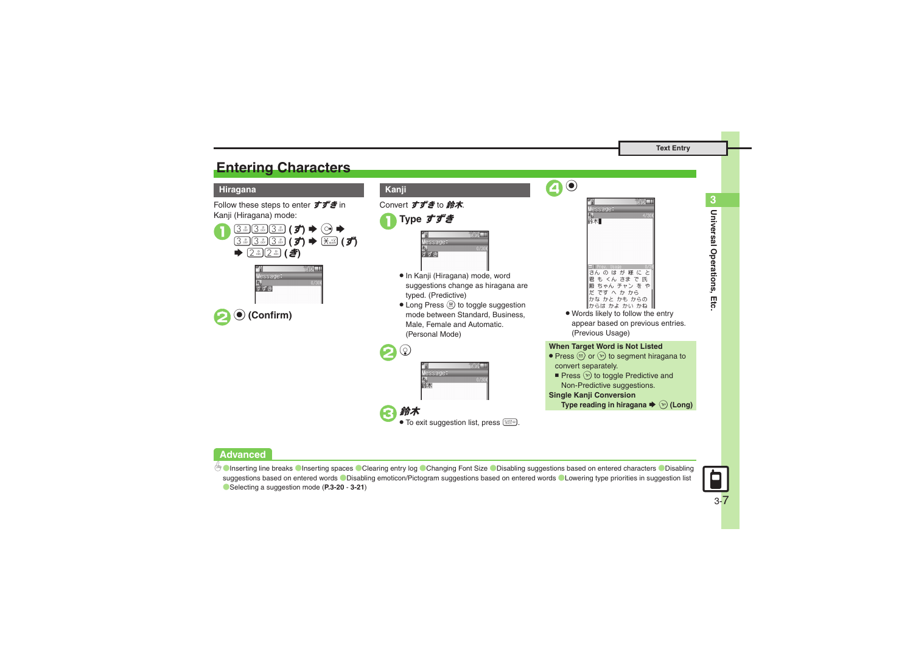# Entering Characters

## Hiragana

Follow these steps to enter すずき in Kanji (Hiragana) mode:

1. 3 3 3 (す) ➡ ◎ ➡ 3 3 3 (す) ➡ ✻ (ず) ➡ 2 2 (き)
2. ● (Confirm)

## Kanji

Convert すずき to 鈴木.

1. Type すずき
   - In Kanji (Hiragana) mode, word suggestions change as hiragana are typed. (Predictive)
   - Long Press ⊜ to toggle suggestion mode between Standard, Business, Male, Female and Automatic. (Personal Mode)
2. ◎
3. 鈴木
   - To exit suggestion list, press ⊡.
4. ●
   - Words likely to follow the entry appear based on previous entries. (Previous Usage)

**When Target Word is Not Listed**

- Press ⊜ or ◎ to segment hiragana to convert separately.
  - ■ Press ◎ to toggle Predictive and Non-Predictive suggestions.

**Single Kanji Conversion**

Type reading in hiragana ➡ ◎ (Long)

## Advanced

●Inserting line breaks ●Inserting spaces ●Clearing entry log ●Changing Font Size ●Disabling suggestions based on entered characters ●Disabling suggestions based on entered words ●Disabling emoticon/Pictogram suggestions based on entered words ●Lowering type priorities in suggestion list ●Selecting a suggestion mode (**P.3-20** - **3-21**)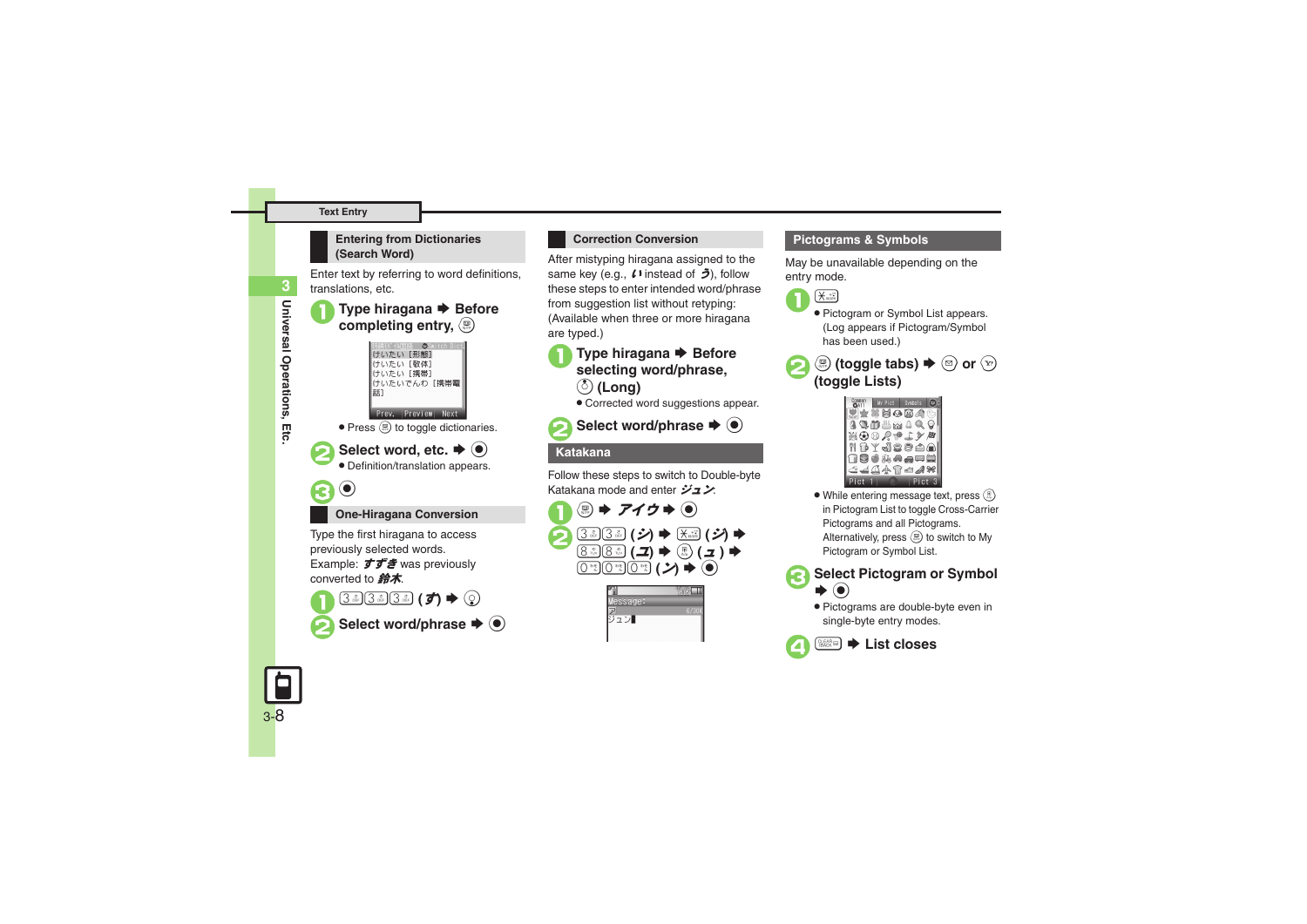## Entering from Dictionaries (Search Word)

Enter text by referring to word definitions, translations, etc.

1. **Type hiragana ➡ Before completing entry,**
   - Press to toggle dictionaries.
2. **Select word, etc. ➡**
   - Definition/translation appears.
3.

## One-Hiragana Conversion

Type the first hiragana to access previously selected words.
Example: *すずき* was previously converted to *鈴木*.

1. **(す) ➡**
2. **Select word/phrase ➡**

## Correction Conversion

After mistyping hiragana assigned to the same key (e.g., *い* instead of *う*), follow these steps to enter intended word/phrase from suggestion list without retyping:
(Available when three or more hiragana are typed.)

1. **Type hiragana ➡ Before selecting word/phrase, (Long)**
   - Corrected word suggestions appear.
2. **Select word/phrase ➡**

## Katakana

Follow these steps to switch to Double-byte Katakana mode and enter *ジュン*.

1. **➡ アイウ ➡**
2. **(シ) ➡ (ジ) ➡ (ユ) ➡ (ュ) ➡ (ン) ➡**

## Pictograms & Symbols

May be unavailable depending on the entry mode.

1. 
   - Pictogram or Symbol List appears. (Log appears if Pictogram/Symbol has been used.)
2. **(toggle tabs) ➡ or (toggle Lists)**
   - While entering message text, press in Pictogram List to toggle Cross-Carrier Pictograms and all Pictograms. Alternatively, press to switch to My Pictogram or Symbol List.
3. **Select Pictogram or Symbol ➡**
   - Pictograms are double-byte even in single-byte entry modes.
4. **➡ List closes**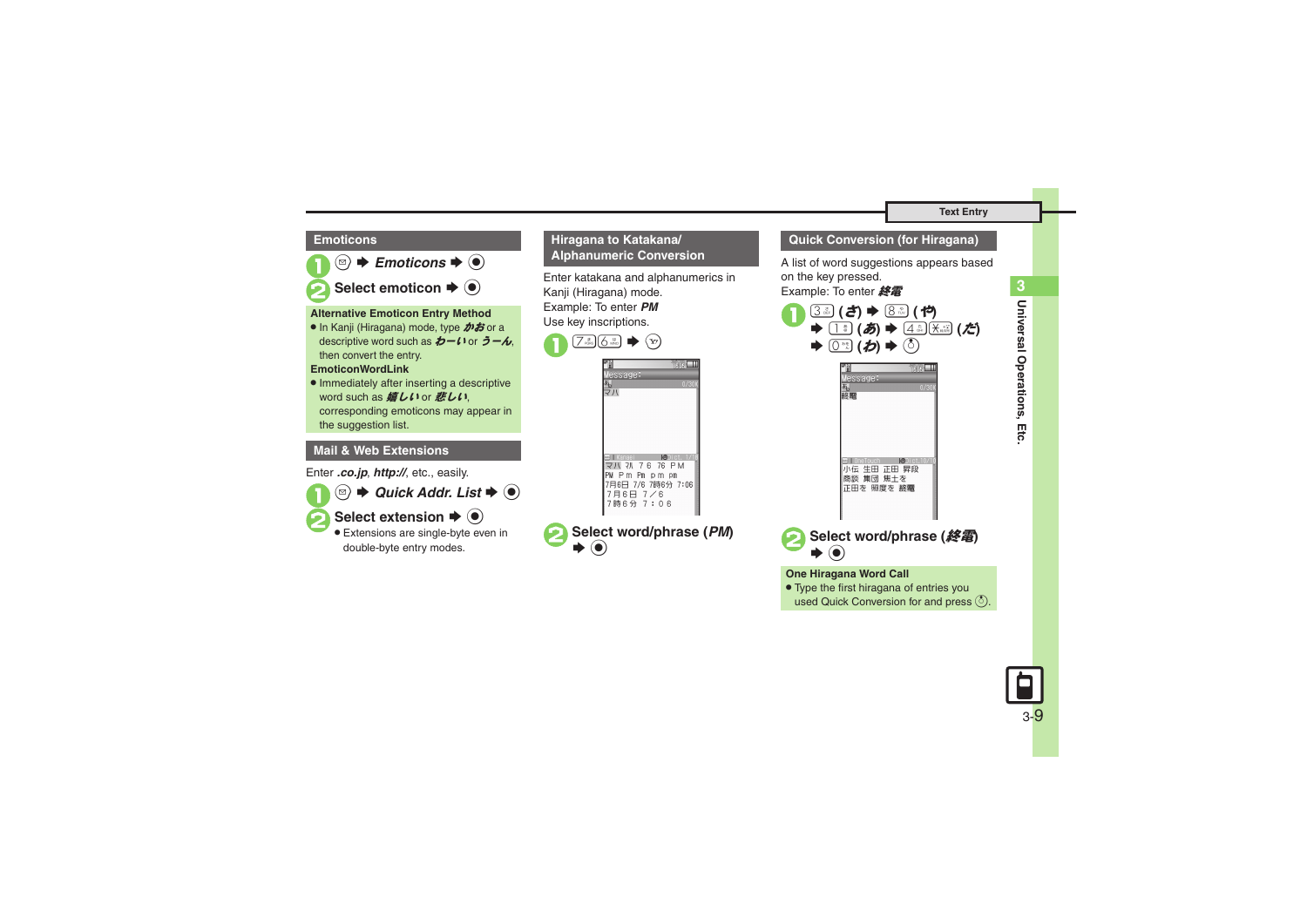## Emoticons

1. ✉ ➡ *Emoticons* ➡ ●
2. Select emoticon ➡ ●

**Alternative Emoticon Entry Method**

- In Kanji (Hiragana) mode, type ***かお*** or a descriptive word such as ***わーい*** or ***うーん***, then convert the entry.

**EmoticonWordLink**

- Immediately after inserting a descriptive word such as ***嬉しい*** or ***悲しい***, corresponding emoticons may appear in the suggestion list.

## Mail & Web Extensions

Enter ***.co.jp***, ***http://***, etc., easily.

1. ✉ ➡ *Quick Addr. List* ➡ ●
2. Select extension ➡ ●
   - Extensions are single-byte even in double-byte entry modes.

## Hiragana to Katakana/ Alphanumeric Conversion

Enter katakana and alphanumerics in Kanji (Hiragana) mode.
Example: To enter ***PM***
Use key inscriptions.

1. 7 6 ➡ Y!
2. Select word/phrase (***PM***) ➡ ●

## Quick Conversion (for Hiragana)

A list of word suggestions appears based on the key pressed.
Example: To enter ***終電***

1. 3 (***さ***) ➡ 8 (***や***) ➡ 1 (***あ***) ➡ 4 ＊ (***だ***) ➡ 0 (***わ***) ➡ ○
2. Select word/phrase (***終電***) ➡ ●

**One Hiragana Word Call**

- Type the first hiragana of entries you used Quick Conversion for and press ○.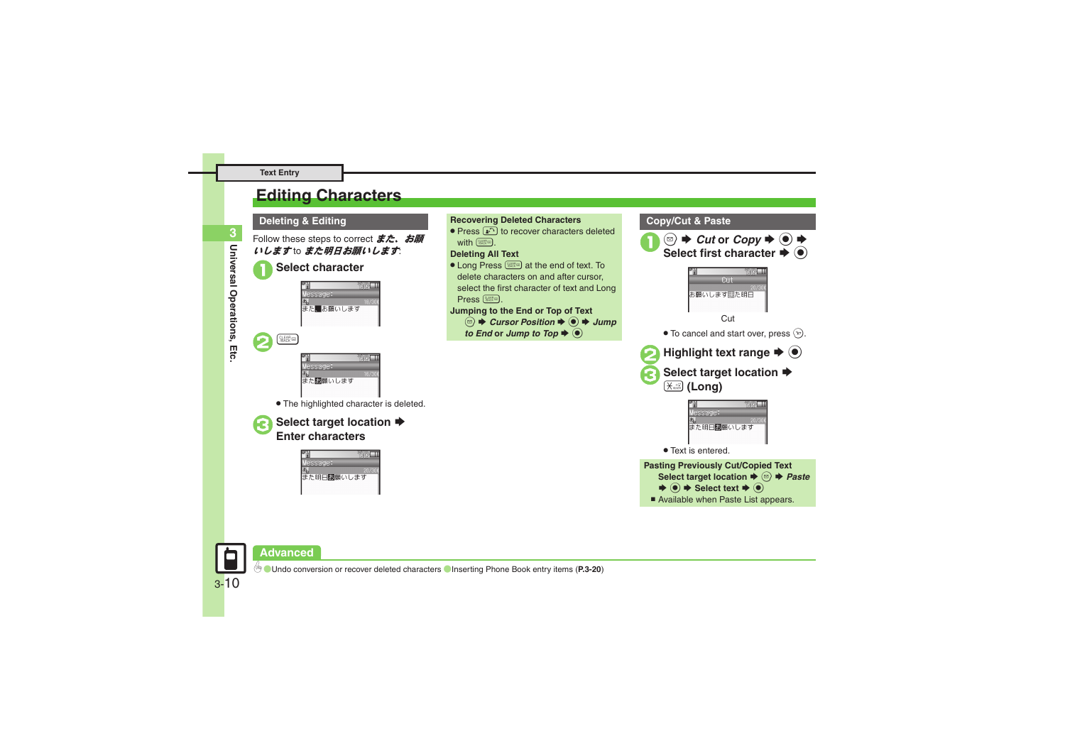# Editing Characters

## Deleting & Editing

Follow these steps to correct ***また、お願いします*** to ***また明日お願いします***:

**1 Select character**

Message:
また■お願いします

**2** CLEAR/BACK

Message:
また お願いします

- The highlighted character is deleted.

**3 Select target location ➡ Enter characters**

Message:
また明日お願いします

### Recovering Deleted Characters

- Press  to recover characters deleted with CLEAR/BACK.

### Deleting All Text

- Long Press CLEAR/BACK at the end of text. To delete characters on and after cursor, select the first character of text and Long Press CLEAR/BACK.

### Jumping to the End or Top of Text

 ➡ ***Cursor Position*** ➡ ● ➡ ***Jump to End*** or ***Jump to Top*** ➡ ●

## Copy/Cut & Paste

**1**  ➡ ***Cut*** or ***Copy*** ➡ ● ➡ **Select first character** ➡ ●

Cut
お願いします■た明日

Cut

- To cancel and start over, press .

**2 Highlight text range ➡ ●**

**3 Select target location ➡ (Long)**

Message:
また明日お願いします

- Text is entered.

### Pasting Previously Cut/Copied Text

Select target location ➡  ➡ ***Paste*** ➡ ● ➡ Select text ➡ ●

- Available when Paste List appears.

## Advanced

Undo conversion or recover deleted characters Inserting Phone Book entry items (**P.3-20**)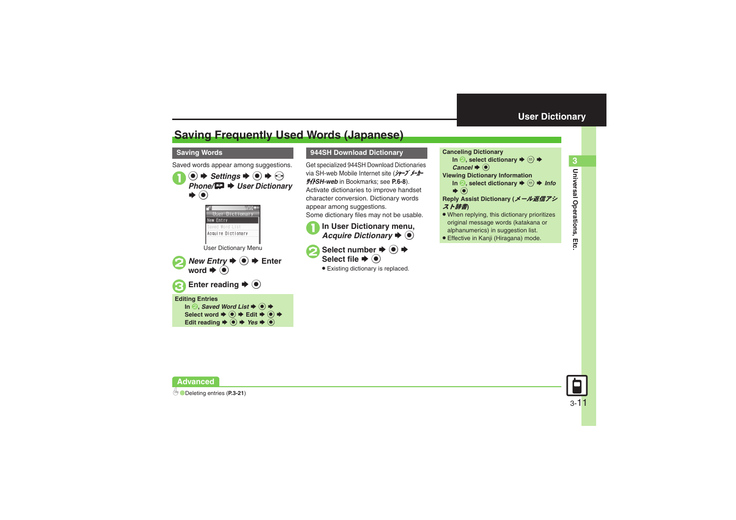# Saving Frequently Used Words (Japanese)

## Saving Words

Saved words appear among suggestions.

1. ● ➡ *Settings* ➡ ● ➡ ⊕ *Phone/* ➡ *User Dictionary* ➡ ●

User Dictionary
New Entry
Saved Word List
Acquire Dictionary

User Dictionary Menu

2. *New Entry* ➡ ● ➡ Enter word ➡ ●

3. Enter reading ➡ ●

**Editing Entries**

In 2, *Saved Word List* ➡ ● ➡ Select word ➡ ● ➡ Edit ➡ ● ➡ Edit reading ➡ ● ➡ *Yes* ➡ ●

## 944SH Download Dictionary

Get specialized 944SH Download Dictionaries via SH-web Mobile Internet site (*ｼｬｰﾌﾟﾒｰｶｰｻｲﾄSH-web* in Bookmarks; see **P.6-8**). Activate dictionaries to improve handset character conversion. Dictionary words appear among suggestions.
Some dictionary files may not be usable.

1. In User Dictionary menu, *Acquire Dictionary* ➡ ●

2. Select number ➡ ● ➡ Select file ➡ ●
   - Existing dictionary is replaced.

**Canceling Dictionary**

In 2, select dictionary ➡ ✉ ➡ *Cancel* ➡ ●

**Viewing Dictionary Information**

In 2, select dictionary ➡ ✉ ➡ *Info* ➡ ●

**Reply Assist Dictionary (*メール返信アシスト辞書*)**

- When replying, this dictionary prioritizes original message words (katakana or alphanumerics) in suggestion list.
- Effective in Kanji (Hiragana) mode.

**Advanced**

Deleting entries (**P.3-21**)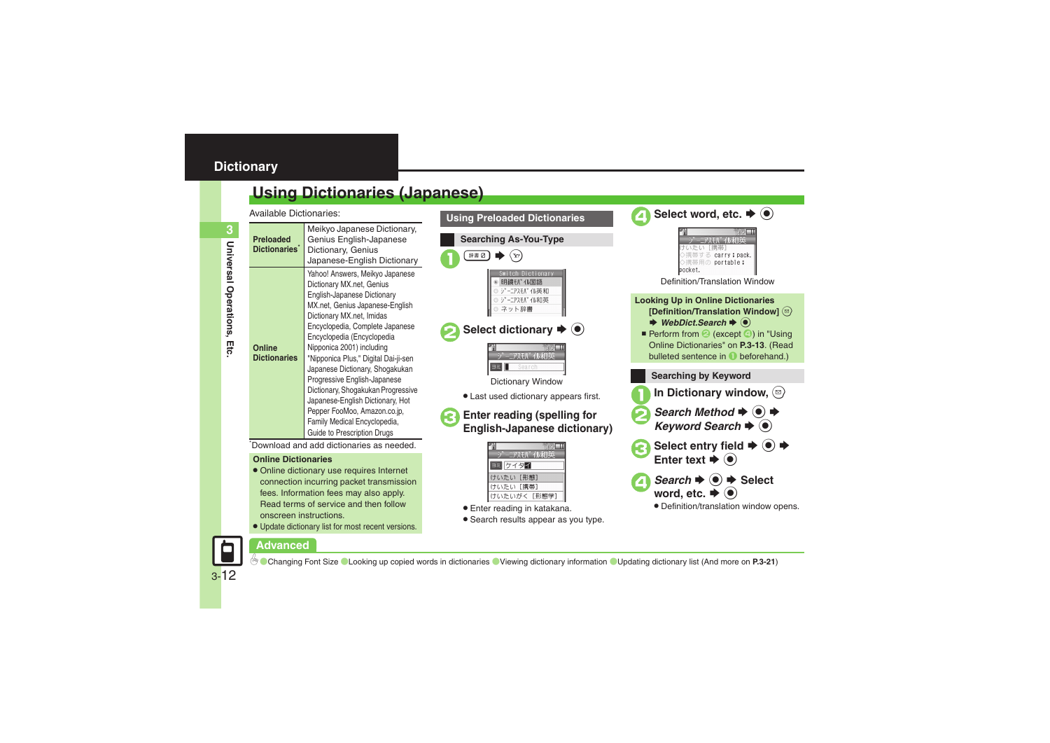## Dictionary

# Using Dictionaries (Japanese)

Available Dictionaries:

| | |
|---|---|
| **Preloaded Dictionaries*** | Meikyo Japanese Dictionary, Genius English-Japanese Dictionary, Genius Japanese-English Dictionary |
| **Online Dictionaries** | Yahoo! Answers, Meikyo Japanese Dictionary MX.net, Genius English-Japanese Dictionary MX.net, Genius Japanese-English Dictionary MX.net, Imidas Encyclopedia, Complete Japanese Encyclopedia (Encyclopedia Nipponica 2001) including "Nipponica Plus," Digital Dai-ji-sen Japanese Dictionary, Shogakukan Progressive English-Japanese Dictionary, Shogakukan Progressive Japanese-English Dictionary, Hot Pepper FooMoo, Amazon.co.jp, Family Medical Encyclopedia, Guide to Prescription Drugs |

*Download and add dictionaries as needed.

**Online Dictionaries**

- Online dictionary use requires Internet connection incurring packet transmission fees. Information fees may also apply. Read terms of service and then follow onscreen instructions.
- Update dictionary list for most recent versions.

## Using Preloaded Dictionaries

### Searching As-You-Type

1. 辞書 Ø ➡ (Y!)
2. **Select dictionary ➡ ●**

Dictionary Window

- Last used dictionary appears first.

3. **Enter reading (spelling for English-Japanese dictionary)**

- Enter reading in katakana.
- Search results appear as you type.

4. **Select word, etc. ➡ ●**

Definition/Translation Window

**Looking Up in Online Dictionaries**
**[Definition/Translation Window]** ✉ ➡ *WebDict.Search* ➡ ●

- Perform from 2 (except 4) in "Using Online Dictionaries" on **P.3-13**. (Read bulleted sentence in 1 beforehand.)

### Searching by Keyword

1. **In Dictionary window,** ✉
2. ***Search Method*** **➡ ● ➡** ***Keyword Search*** **➡ ●**
3. **Select entry field ➡ ● ➡ Enter text ➡ ●**
4. ***Search*** **➡ ● ➡ Select word, etc. ➡ ●**

- Definition/translation window opens.

**Advanced**

Changing Font Size ● Looking up copied words in dictionaries ● Viewing dictionary information ● Updating dictionary list (And more on **P.3-21**)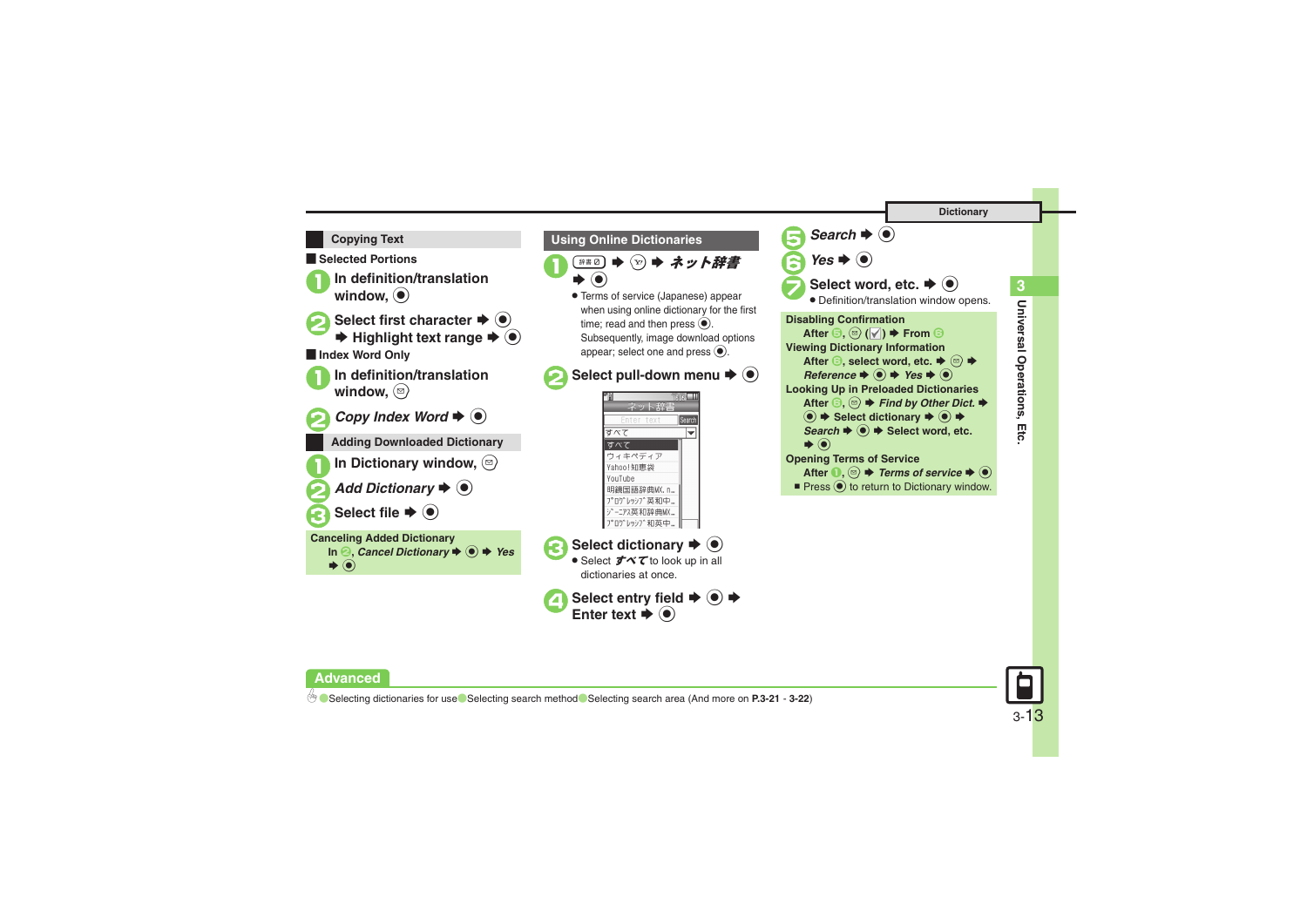## Copying Text

**Selected Portions**

1. In definition/translation window, ●
2. Select first character ➡ ● ➡ Highlight text range ➡ ●

**Index Word Only**

1. In definition/translation window, ✉
2. *Copy Index Word* ➡ ●

## Adding Downloaded Dictionary

1. In Dictionary window, ✉
2. *Add Dictionary* ➡ ●
3. Select file ➡ ●

**Canceling Added Dictionary**
In 2, *Cancel Dictionary* ➡ ● ➡ *Yes* ➡ ●

## Using Online Dictionaries

1. 辞書 ➡ Y! ➡ *ネット辞書* ➡ ●
   - Terms of service (Japanese) appear when using online dictionary for the first time; read and then press ●. Subsequently, image download options appear; select one and press ●.
2. Select pull-down menu ➡ ●
3. Select dictionary ➡ ●
   - Select *すべて* to look up in all dictionaries at once.
4. Select entry field ➡ ● ➡ Enter text ➡ ●
5. *Search* ➡ ●
6. *Yes* ➡ ●
7. Select word, etc. ➡ ●
   - Definition/translation window opens.

**Disabling Confirmation**
After 5, ✉ (☑) ➡ From 6

**Viewing Dictionary Information**
After 6, select word, etc. ➡ ✉ ➡ *Reference* ➡ ● ➡ *Yes* ➡ ●

**Looking Up in Preloaded Dictionaries**
After 6, ✉ ➡ *Find by Other Dict.* ➡ ● ➡ Select dictionary ➡ ● ➡ *Search* ➡ ● ➡ Select word, etc. ➡ ●

**Opening Terms of Service**
After 1, ✉ ➡ *Terms of service* ➡ ●
- Press ● to return to Dictionary window.

**Advanced**

Selecting dictionaries for use / Selecting search method / Selecting search area (And more on **P.3-21** - **3-22**)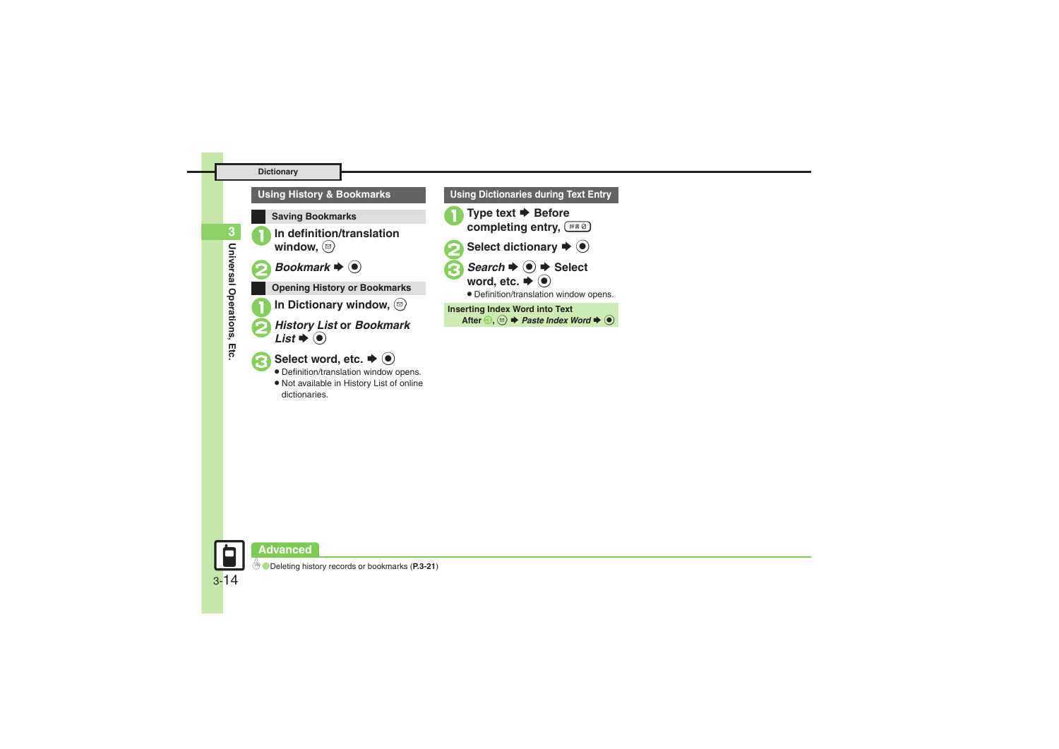## Dictionary

### Using History & Bookmarks

#### Saving Bookmarks

1. In definition/translation window, ✉
2. *Bookmark* ➡ ●

#### Opening History or Bookmarks

1. In Dictionary window, ✉
2. *History List* or *Bookmark List* ➡ ●
3. Select word, etc. ➡ ●
   - Definition/translation window opens.
   - Not available in History List of online dictionaries.

### Using Dictionaries during Text Entry

1. Type text ➡ Before completing entry, 辞書
2. Select dictionary ➡ ●
3. *Search* ➡ ● ➡ Select word, etc. ➡ ●
   - Definition/translation window opens.

**Inserting Index Word into Text**

After 3, ✉ ➡ *Paste Index Word* ➡ ●

**Advanced**

Deleting history records or bookmarks (**P.3-21**)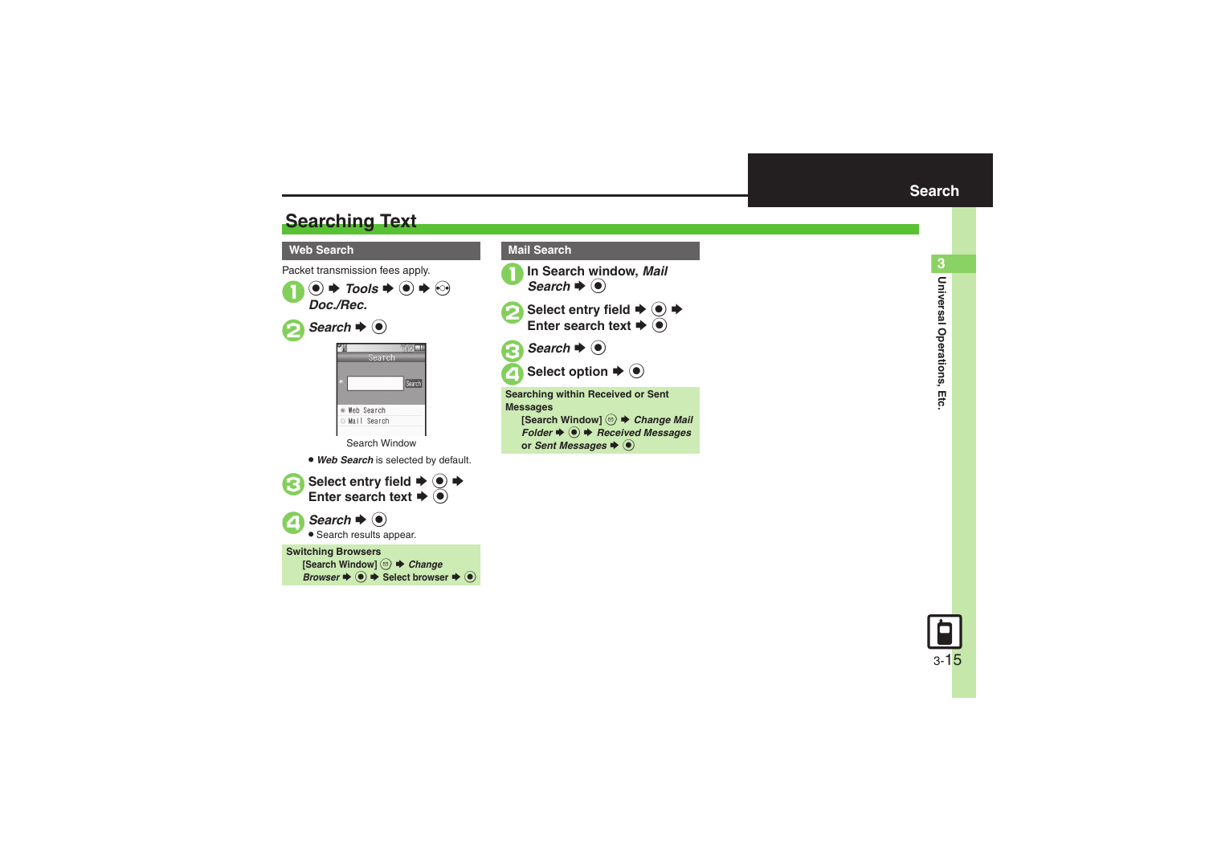# Searching Text

## Web Search

Packet transmission fees apply.

1. ● ➡ *Tools* ➡ ● ➡ ◎ *Doc./Rec.*
2. *Search* ➡ ●

Search Window

- *Web Search* is selected by default.

3. Select entry field ➡ ● ➡ Enter search text ➡ ●
4. *Search* ➡ ●
   - Search results appear.

**Switching Browsers**

[Search Window] ✉ ➡ *Change Browser* ➡ ● ➡ Select browser ➡ ●

## Mail Search

1. In Search window, *Mail Search* ➡ ●
2. Select entry field ➡ ● ➡ Enter search text ➡ ●
3. *Search* ➡ ●
4. Select option ➡ ●

**Searching within Received or Sent Messages**

[Search Window] ✉ ➡ *Change Mail Folder* ➡ ● ➡ *Received Messages* or *Sent Messages* ➡ ●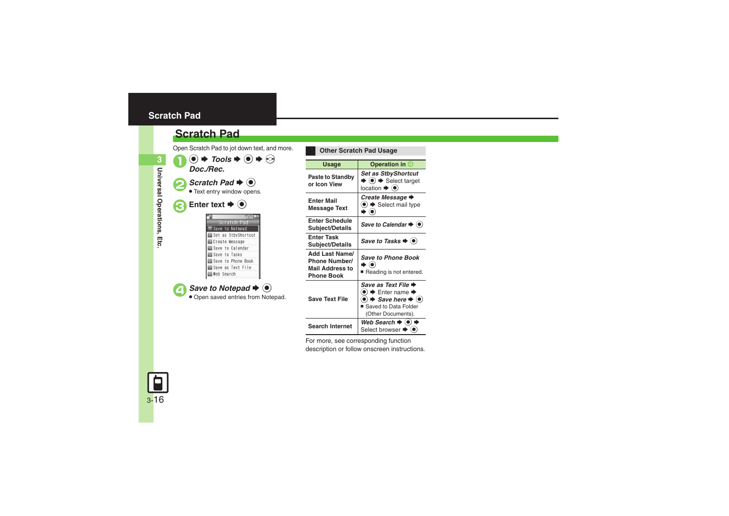# Scratch Pad

Open Scratch Pad to jot down text, and more.

1. ● ➡ *Tools* ➡ ● ➡ ⊙ *Doc./Rec.*
2. *Scratch Pad* ➡ ●
   - Text entry window opens.
3. Enter text ➡ ●
4. *Save to Notepad* ➡ ●
   - Open saved entries from Notepad.

## Other Scratch Pad Usage

| Usage | Operation in 4 |
|---|---|
| Paste to Standby or Icon View | *Set as StbyShortcut* ➡ ● ➡ Select target location ➡ ● |
| Enter Mail Message Text | *Create Message* ➡ ● ➡ Select mail type ➡ ● |
| Enter Schedule Subject/Details | *Save to Calendar* ➡ ● |
| Enter Task Subject/Details | *Save to Tasks* ➡ ● |
| Add Last Name/ Phone Number/ Mail Address to Phone Book | *Save to Phone Book* ➡ ● ■ Reading is not entered. |
| Save Text File | *Save as Text File* ➡ ● ➡ Enter name ➡ ● ➡ *Save here* ➡ ● ■ Saved to Data Folder (Other Documents). |
| Search Internet | *Web Search* ➡ ● ➡ Select browser ➡ ● |

For more, see corresponding function description or follow onscreen instructions.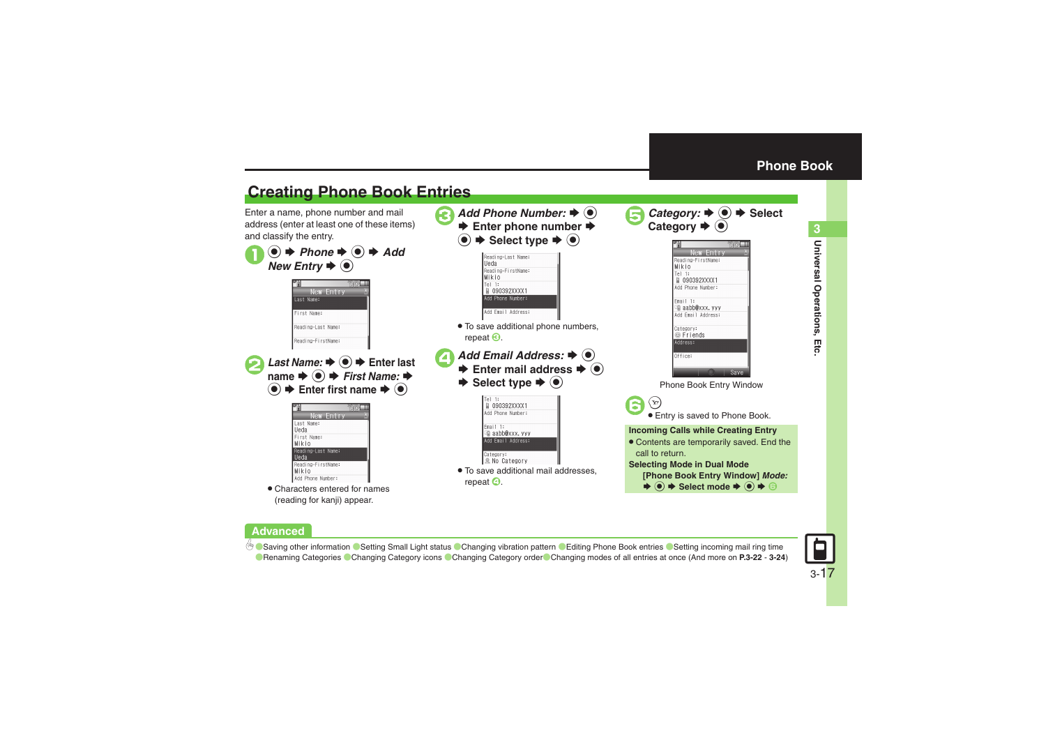## Creating Phone Book Entries

Enter a name, phone number and mail address (enter at least one of these items) and classify the entry.

**1** ● ➡ *Phone* ➡ ● ➡ *Add New Entry* ➡ ●

**2** *Last Name:* ➡ ● ➡ Enter last name ➡ ● ➡ *First Name:* ➡ ● ➡ Enter first name ➡ ●

- Characters entered for names (reading for kanji) appear.

**3** *Add Phone Number:* ➡ ● ➡ Enter phone number ➡ ● ➡ Select type ➡ ●

- To save additional phone numbers, repeat 3.

**4** *Add Email Address:* ➡ ● ➡ Enter mail address ➡ ● ➡ Select type ➡ ●

- To save additional mail addresses, repeat 4.

**5** *Category:* ➡ ● ➡ Select Category ➡ ●

Phone Book Entry Window

**6** ✉

- Entry is saved to Phone Book.

**Incoming Calls while Creating Entry**

- Contents are temporarily saved. End the call to return.

**Selecting Mode in Dual Mode**

[Phone Book Entry Window] *Mode:* ➡ ● ➡ Select mode ➡ ● ➡ 6

**Advanced**

●Saving other information ●Setting Small Light status ●Changing vibration pattern ●Editing Phone Book entries ●Setting incoming mail ring time ●Renaming Categories ●Changing Category icons ●Changing Category order ●Changing modes of all entries at once (And more on **P.3-22** - **3-24**)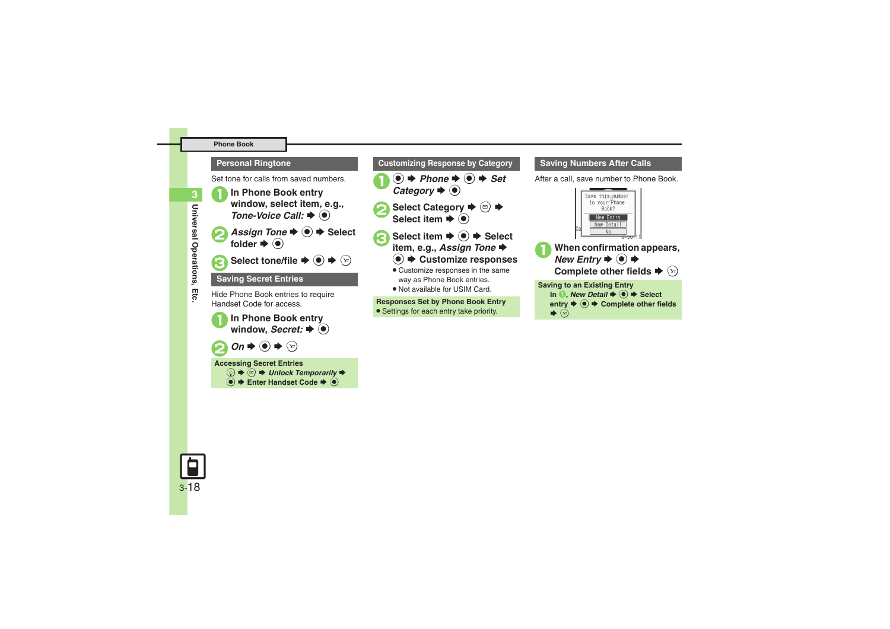## Personal Ringtone

Set tone for calls from saved numbers.

1. **In Phone Book entry window, select item, e.g., *Tone-Voice Call:* ➡ ●**
2. ***Assign Tone* ➡ ● ➡ Select folder ➡ ●**
3. **Select tone/file ➡ ● ➡ Ⓨ**

## Saving Secret Entries

Hide Phone Book entries to require Handset Code for access.

1. **In Phone Book entry window, *Secret:* ➡ ●**
2. ***On* ➡ ● ➡ Ⓨ**

**Accessing Secret Entries**
Ⓠ ➡ ✉ ➡ ***Unlock Temporarily*** ➡ ● ➡ **Enter Handset Code** ➡ ●

## Customizing Response by Category

1. **● ➡ *Phone* ➡ ● ➡ *Set Category* ➡ ●**
2. **Select Category ➡ ✉ ➡ Select item ➡ ●**
3. **Select item ➡ ● ➡ Select item, e.g., *Assign Tone* ➡ ● ➡ Customize responses**
   - Customize responses in the same way as Phone Book entries.
   - Not available for USIM Card.

**Responses Set by Phone Book Entry**
- Settings for each entry take priority.

## Saving Numbers After Calls

After a call, save number to Phone Book.

1. **When confirmation appears, *New Entry* ➡ ● ➡ Complete other fields ➡ Ⓨ**

**Saving to an Existing Entry**
In 1, ***New Detail*** ➡ ● ➡ **Select entry** ➡ ● ➡ **Complete other fields** ➡ Ⓨ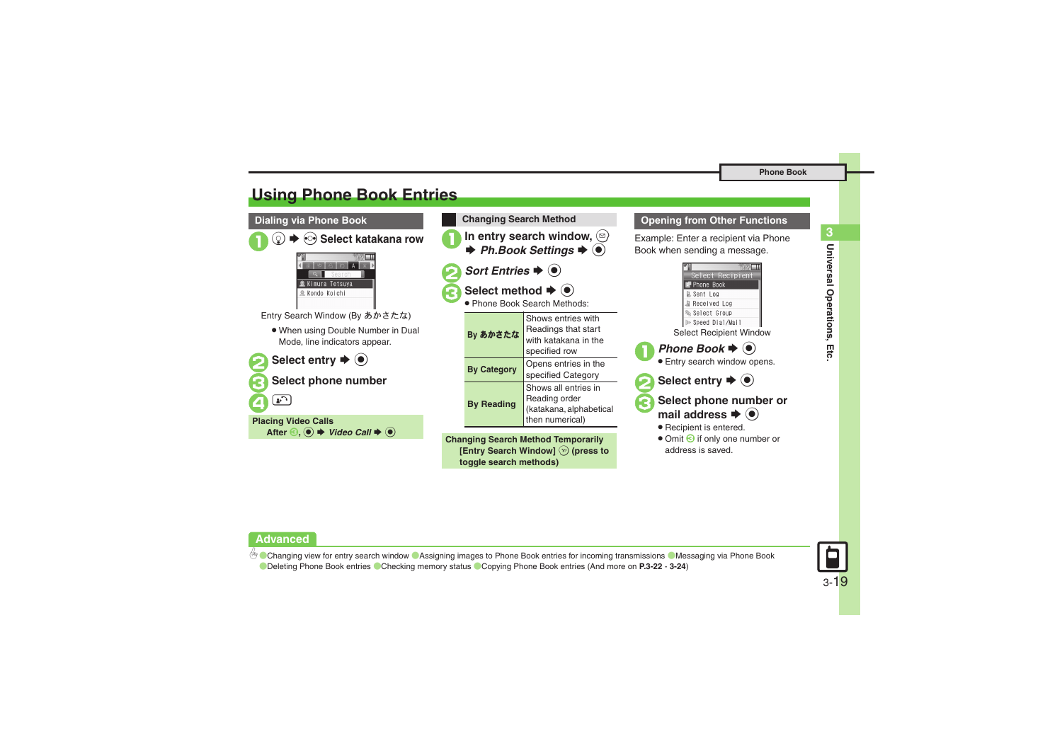# Using Phone Book Entries

## Dialing via Phone Book

1. ⓘ ➡ Select katakana row

Entry Search Window (By あかさたな)

- When using Double Number in Dual Mode, line indicators appear.

2. Select entry ➡ ●
3. Select phone number
4. (Call key)

**Placing Video Calls**
After 3, ● ➡ *Video Call* ➡ ●

## Changing Search Method

1. In entry search window, ✉ ➡ *Ph.Book Settings* ➡ ●
2. *Sort Entries* ➡ ●
3. Select method ➡ ●
   - Phone Book Search Methods:

| | |
|---|---|
| **By あかさたな** | Shows entries with Readings that start with katakana in the specified row |
| **By Category** | Opens entries in the specified Category |
| **By Reading** | Shows all entries in Reading order (katakana, alphabetical then numerical) |

**Changing Search Method Temporarily**
[Entry Search Window] (press to toggle search methods)

## Opening from Other Functions

Example: Enter a recipient via Phone Book when sending a message.

Select Recipient Window

1. *Phone Book* ➡ ●
   - Entry search window opens.
2. Select entry ➡ ●
3. Select phone number or mail address ➡ ●
   - Recipient is entered.
   - Omit 3 if only one number or address is saved.

## Advanced

Changing view for entry search window ● Assigning images to Phone Book entries for incoming transmissions ● Messaging via Phone Book ● Deleting Phone Book entries ● Checking memory status ● Copying Phone Book entries (And more on **P.3-22** - **3-24**)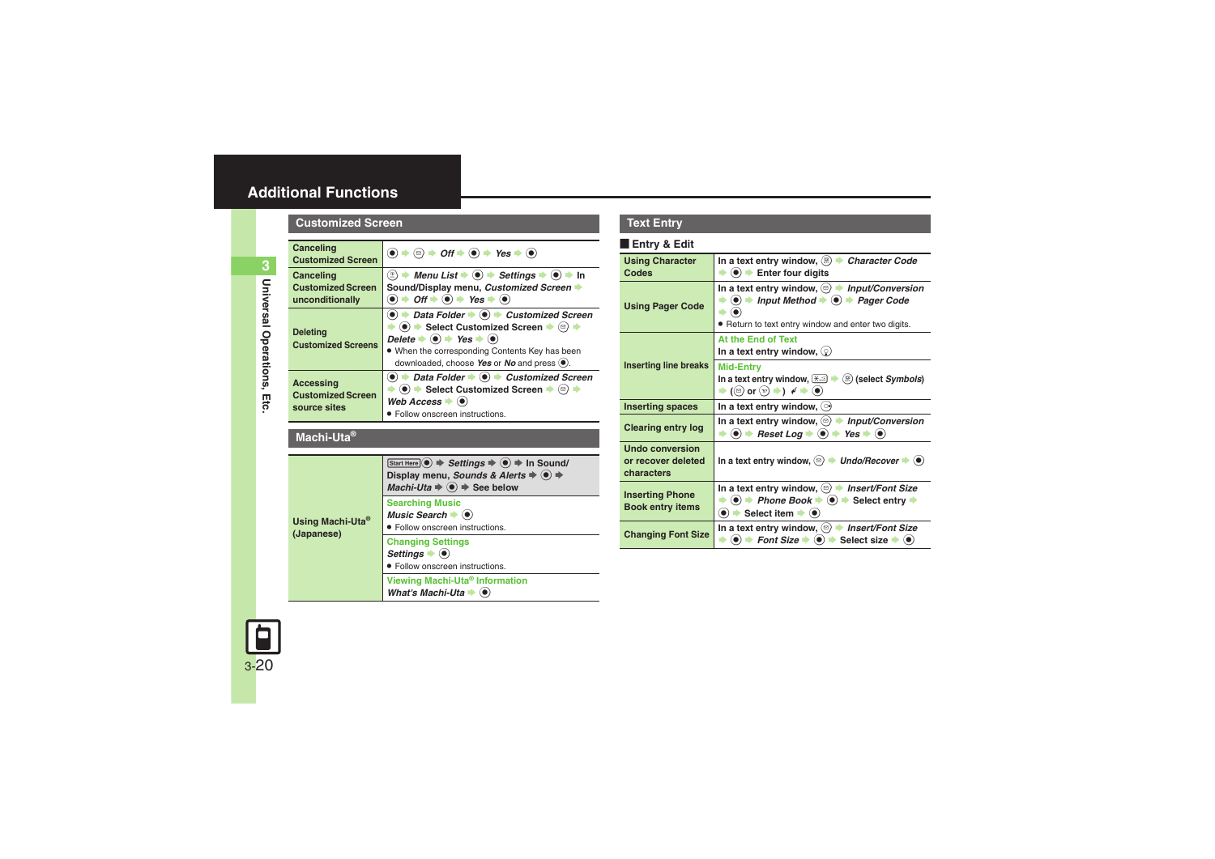# Additional Functions

## Customized Screen

| | |
|---|---|
| Canceling Customized Screen | ● ➡ ⊜ ➡ *Off* ➡ ● ➡ *Yes* ➡ ● |
| Canceling Customized Screen unconditionally | ⊛ ➡ *Menu List* ➡ ● ➡ *Settings* ➡ ● ➡ In Sound/Display menu, *Customized Screen* ➡ ● ➡ *Off* ➡ ● ➡ *Yes* ➡ ● |
| Deleting Customized Screens | ● ➡ *Data Folder* ➡ ● ➡ *Customized Screen* ➡ ● ➡ Select Customized Screen ➡ ⊜ ➡ *Delete* ➡ ● ➡ *Yes* ➡ ● <br>● When the corresponding Contents Key has been downloaded, choose *Yes* or *No* and press ●. |
| Accessing Customized Screen source sites | ● ➡ *Data Folder* ➡ ● ➡ *Customized Screen* ➡ ● ➡ Select Customized Screen ➡ ⊜ ➡ *Web Access* ➡ ● <br>● Follow onscreen instructions. |

## Machi-Uta®

| | |
|---|---|
| Using Machi-Uta® (Japanese) | Start Here ● ➡ *Settings* ➡ ● ➡ In Sound/Display menu, *Sounds & Alerts* ➡ ● ➡ *Machi-Uta* ➡ ● ➡ See below |
| | **Searching Music**<br>*Music Search* ➡ ●<br>● Follow onscreen instructions. |
| | **Changing Settings**<br>*Settings* ➡ ●<br>● Follow onscreen instructions. |
| | **Viewing Machi-Uta® Information**<br>*What's Machi-Uta* ➡ ● |

## Text Entry

### Entry & Edit

| | |
|---|---|
| Using Character Codes | In a text entry window, ⊛ ➡ *Character Code* ➡ ● ➡ Enter four digits |
| Using Pager Code | In a text entry window, ⊜ ➡ *Input/Conversion* ➡ ● ➡ *Input Method* ➡ ● ➡ *Pager Code* ➡ ●<br>● Return to text entry window and enter two digits. |
| Inserting line breaks | **At the End of Text**<br>In a text entry window, ◯ |
| | **Mid-Entry**<br>In a text entry window, ✱ ➡ ⊛ (select *Symbols*) ➡ (⊜ or ⊝ ➡) ↵ ➡ ● |
| Inserting spaces | In a text entry window, ⊝ |
| Clearing entry log | In a text entry window, ⊜ ➡ *Input/Conversion* ➡ ● ➡ *Reset Log* ➡ ● ➡ *Yes* ➡ ● |
| Undo conversion or recover deleted characters | In a text entry window, ⊜ ➡ *Undo/Recover* ➡ ● |
| Inserting Phone Book entry items | In a text entry window, ⊜ ➡ *Insert/Font Size* ➡ ● ➡ *Phone Book* ➡ ● ➡ Select entry ➡ ● ➡ Select item ➡ ● |
| Changing Font Size | In a text entry window, ⊜ ➡ *Insert/Font Size* ➡ ● ➡ *Font Size* ➡ ● ➡ Select size ➡ ● |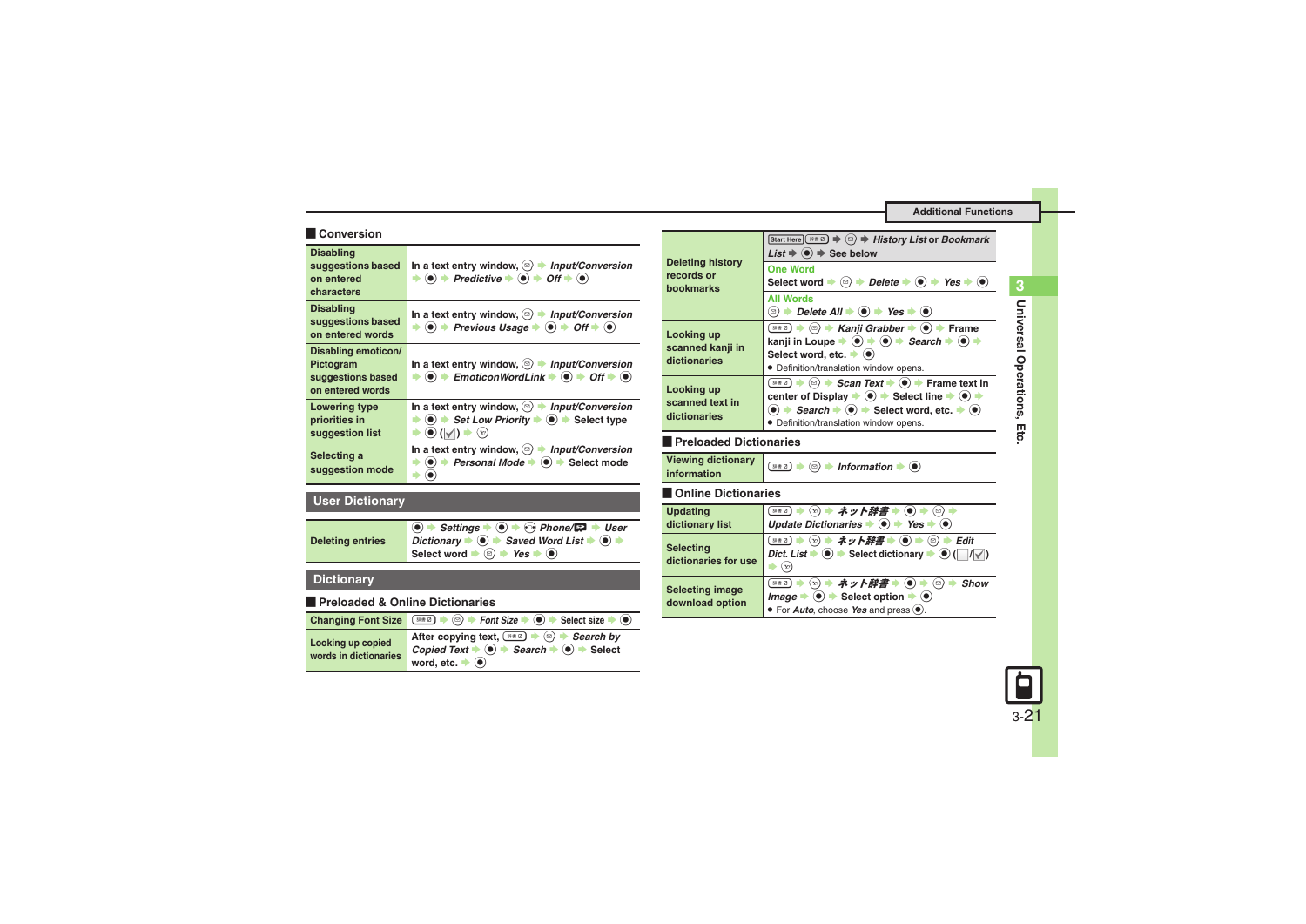## Conversion

| | |
|---|---|
| Disabling suggestions based on entered characters | In a text entry window, ⊜ → *Input/Conversion* → ● → *Predictive* → ● → *Off* → ● |
| Disabling suggestions based on entered words | In a text entry window, ⊜ → *Input/Conversion* → ● → *Previous Usage* → ● → *Off* → ● |
| Disabling emoticon/ Pictogram suggestions based on entered words | In a text entry window, ⊜ → *Input/Conversion* → ● → *EmoticonWordLink* → ● → *Off* → ● |
| Lowering type priorities in suggestion list | In a text entry window, ⊜ → *Input/Conversion* → ● → *Set Low Priority* → ● → Select type → ● (☑) → ⓨ |
| Selecting a suggestion mode | In a text entry window, ⊜ → *Input/Conversion* → ● → *Personal Mode* → ● → Select mode → ● |

## User Dictionary

| | |
|---|---|
| Deleting entries | ● → *Settings* → ● → ⊙ *Phone/* → *User Dictionary* → ● → *Saved Word List* → ● → Select word → ⊜ → *Yes* → ● |

## Dictionary

### Preloaded & Online Dictionaries

| | |
|---|---|
| Changing Font Size | 辞書 → ⊜ → *Font Size* → ● → Select size → ● |
| Looking up copied words in dictionaries | After copying text, 辞書 → ⊜ → *Search by Copied Text* → ● → *Search* → ● → Select word, etc. → ● |
| Deleting history records or bookmarks | Start Here 辞書 → ⊜ → *History List* or *Bookmark List* → ● → See below<br>**One Word**<br>Select word → ⊜ → *Delete* → ● → *Yes* → ●<br>**All Words**<br>⊜ → *Delete All* → ● → *Yes* → ● |
| Looking up scanned kanji in dictionaries | 辞書 → ⊜ → *Kanji Grabber* → ● → Frame kanji in Loupe → ● → ● → *Search* → ● → Select word, etc. → ●<br>● Definition/translation window opens. |
| Looking up scanned text in dictionaries | 辞書 → ⊜ → *Scan Text* → ● → Frame text in center of Display → ● → Select line → ● → ● → *Search* → ● → Select word, etc. → ●<br>● Definition/translation window opens. |

### Preloaded Dictionaries

| | |
|---|---|
| Viewing dictionary information | 辞書 → ⊜ → *Information* → ● |

### Online Dictionaries

| | |
|---|---|
| Updating dictionary list | 辞書 → ⓨ → *ネット辞書* → ● → ⊜ → *Update Dictionaries* → ● → *Yes* → ● |
| Selecting dictionaries for use | 辞書 → ⓨ → *ネット辞書* → ● → ⊜ → *Edit Dict. List* → ● → Select dictionary → ● (☐/☑) → ⓨ |
| Selecting image download option | 辞書 → ⓨ → *ネット辞書* → ● → ⊜ → *Show Image* → ● → Select option → ●<br>● For *Auto*, choose *Yes* and press ●. |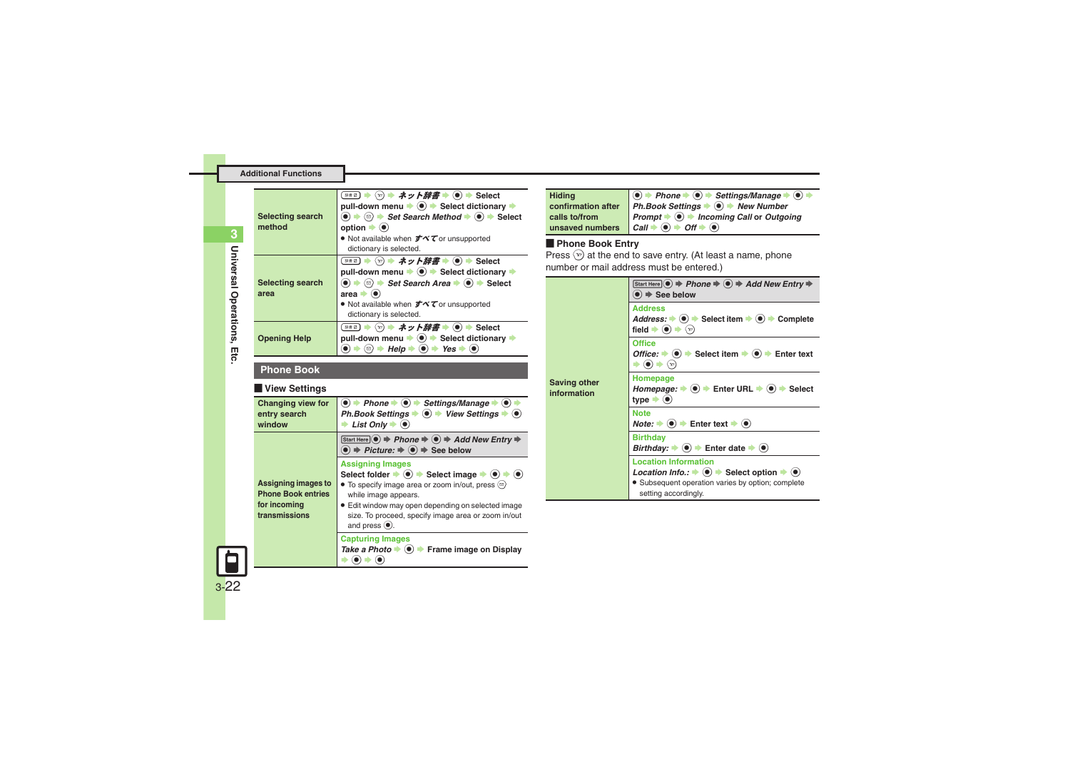| | |
|---|---|
| Selecting search method | メニュー → ⓨ → *ネット辞書* → ● → Select pull-down menu → ● → Select dictionary → ● → ✉ → *Set Search Method* → ● → Select option → ●<br>● Not available when *すべて* or unsupported dictionary is selected. |
| Selecting search area | メニュー → ⓨ → *ネット辞書* → ● → Select pull-down menu → ● → Select dictionary → ● → ✉ → *Set Search Area* → ● → Select area → ●<br>● Not available when *すべて* or unsupported dictionary is selected. |
| Opening Help | メニュー → ⓨ → *ネット辞書* → ● → Select pull-down menu → ● → Select dictionary → ● → ✉ → *Help* → ● → *Yes* → ● |

## Phone Book

### View Settings

| | |
|---|---|
| Changing view for entry search window | ● → *Phone* → ● → *Settings/Manage* → ● → *Ph.Book Settings* → ● → *View Settings* → ● → *List Only* → ● |
| Assigning images to Phone Book entries for incoming transmissions | Start Here ● → *Phone* → ● → *Add New Entry* → ● → *Picture:* → ● → See below<br>**Assigning Images**<br>Select folder → ● → Select image → ● → ●<br>● To specify image area or zoom in/out, press ✉ while image appears.<br>● Edit window may open depending on selected image size. To proceed, specify image area or zoom in/out and press ●.<br>**Capturing Images**<br>*Take a Photo* → ● → Frame image on Display → ● → ● |
| Hiding confirmation after calls to/from unsaved numbers | ● → *Phone* → ● → *Settings/Manage* → ● → *Ph.Book Settings* → ● → *New Number Prompt* → ● → *Incoming Call* or *Outgoing Call* → ● → *Off* → ● |

### Phone Book Entry

Press ⓨ at the end to save entry. (At least a name, phone number or mail address must be entered.)

| | |
|---|---|
| Saving other information | Start Here ● → *Phone* → ● → *Add New Entry* → ● → See below<br>**Address**<br>*Address:* → ● → Select item → ● → Complete field → ● → ⓨ<br>**Office**<br>*Office:* → ● → Select item → ● → Enter text → ● → ⓨ<br>**Homepage**<br>*Homepage:* → ● → Enter URL → ● → Select type → ●<br>**Note**<br>*Note:* → ● → Enter text → ●<br>**Birthday**<br>*Birthday:* → ● → Enter date → ●<br>**Location Information**<br>*Location Info.:* → ● → Select option → ●<br>● Subsequent operation varies by option; complete setting accordingly. |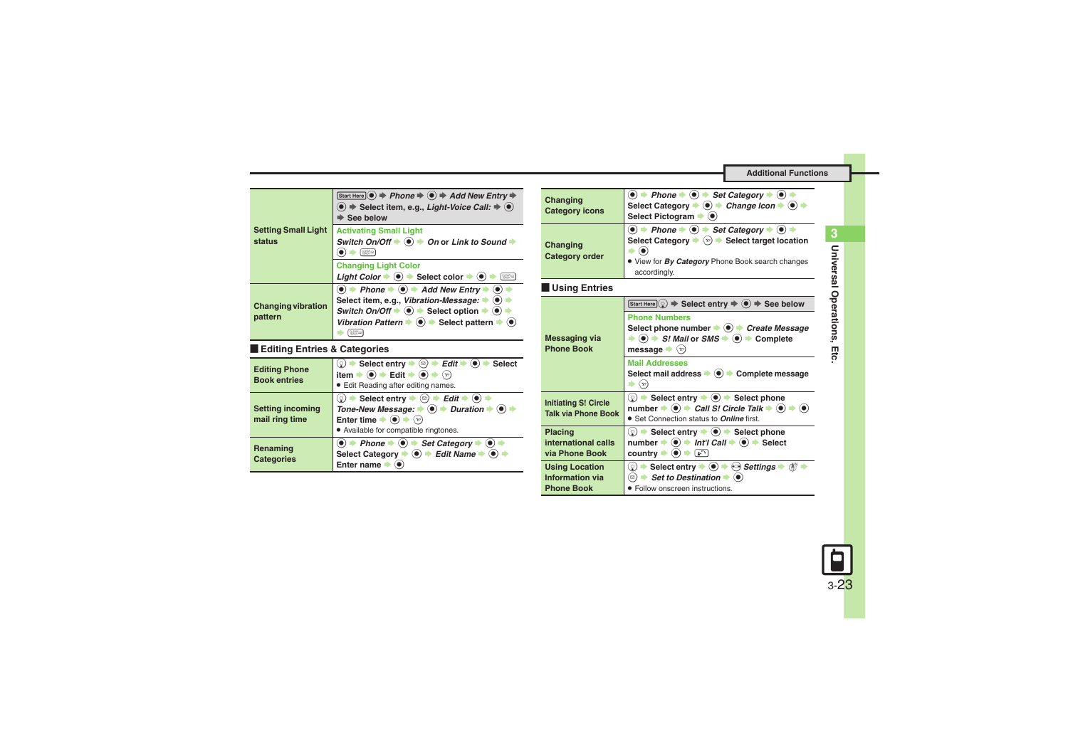| Setting Small Light status | Start Here ● ➡ *Phone* ➡ ● ➡ *Add New Entry* ➡ ● ➡ Select item, e.g., *Light-Voice Call:* ➡ ● ➡ See below |
| --- | --- |
| | **Activating Small Light** *Switch On/Off* ➡ ● ➡ *On* or *Link to Sound* ➡ ● ➡ |
| | **Changing Light Color** *Light Color* ➡ ● ➡ Select color ➡ ● ➡ |
| Changing vibration pattern | ● ➡ *Phone* ➡ ● ➡ *Add New Entry* ➡ ● ➡ Select item, e.g., *Vibration-Message:* ➡ ● ➡ *Switch On/Off* ➡ ● ➡ Select option ➡ ● ➡ *Vibration Pattern* ➡ ● ➡ Select pattern ➡ ● ➡ |

## Editing Entries & Categories

| Editing Phone Book entries | ➡ Select entry ➡ ➡ *Edit* ➡ ● ➡ Select item ➡ ● ➡ Edit ➡ ● ➡ <br>● Edit Reading after editing names. |
| --- | --- |
| Setting incoming mail ring time | ➡ Select entry ➡ ➡ *Edit* ➡ ● ➡ *Tone-New Message:* ➡ ● ➡ *Duration* ➡ ● ➡ Enter time ➡ ● ➡ <br>● Available for compatible ringtones. |
| Renaming Categories | ● ➡ *Phone* ➡ ● ➡ *Set Category* ➡ ● ➡ Select Category ➡ ● ➡ *Edit Name* ➡ ● ➡ Enter name ➡ ● |
| Changing Category icons | ● ➡ *Phone* ➡ ● ➡ *Set Category* ➡ ● ➡ Select Category ➡ ● ➡ *Change Icon* ➡ ● ➡ Select Pictogram ➡ ● |
| Changing Category order | ● ➡ *Phone* ➡ ● ➡ *Set Category* ➡ ● ➡ Select Category ➡ ➡ Select target location ➡ ● <br>● View for *By Category* Phone Book search changes accordingly. |

## Using Entries

| Messaging via Phone Book | Start Here ➡ Select entry ➡ ● ➡ See below |
| --- | --- |
| | **Phone Numbers** Select phone number ➡ ● ➡ *Create Message* ➡ ● ➡ *S! Mail* or *SMS* ➡ ● ➡ Complete message ➡ |
| | **Mail Addresses** Select mail address ➡ ● ➡ Complete message ➡ |
| Initiating S! Circle Talk via Phone Book | ➡ Select entry ➡ ● ➡ Select phone number ➡ ● ➡ *Call S! Circle Talk* ➡ ● ➡ ● <br>● Set Connection status to *Online* first. |
| Placing international calls via Phone Book | ➡ Select entry ➡ ● ➡ Select phone number ➡ ● ➡ *Int'l Call* ➡ ● ➡ Select country ➡ ● ➡ |
| Using Location Information via Phone Book | ➡ Select entry ➡ ● ➡ ➡ *Settings* ➡ ➡ ➡ *Set to Destination* ➡ ● <br>● Follow onscreen instructions. |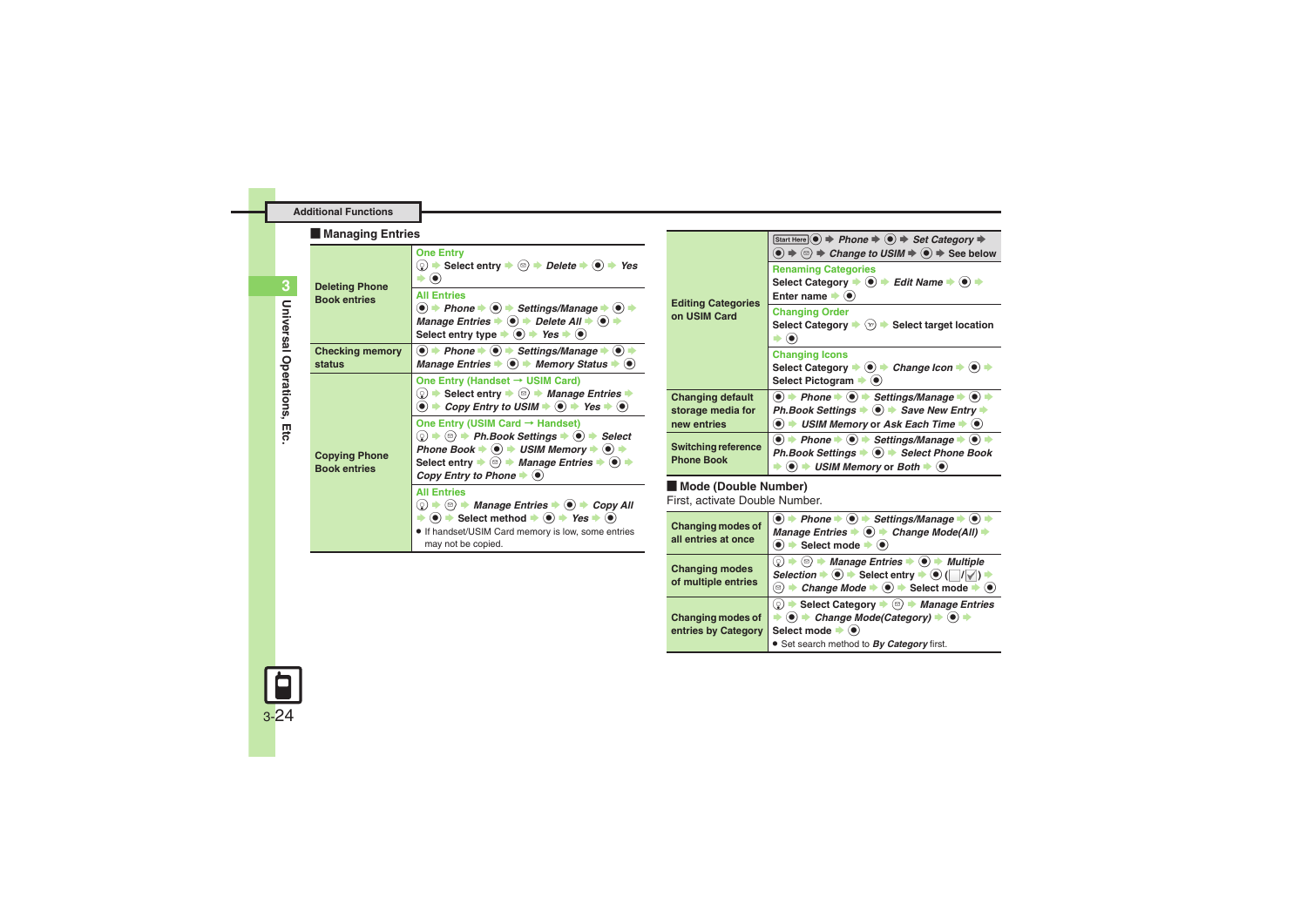## Additional Functions

### Managing Entries

| | |
|---|---|
| Deleting Phone Book entries | **One Entry**<br>◎ → Select entry → ⊜ → *Delete* → ● → *Yes* → ●<br>**All Entries**<br>● → *Phone* → ● → *Settings/Manage* → ● → *Manage Entries* → ● → *Delete All* → ● → Select entry type → ● → *Yes* → ● |
| Checking memory status | ● → *Phone* → ● → *Settings/Manage* → ● → *Manage Entries* → ● → *Memory Status* → ● |
| Copying Phone Book entries | **One Entry (Handset → USIM Card)**<br>◎ → Select entry → ⊜ → *Manage Entries* → ● → *Copy Entry to USIM* → ● → *Yes* → ●<br>**One Entry (USIM Card → Handset)**<br>◎ → ⊜ → *Ph.Book Settings* → ● → *Select Phone Book* → ● → *USIM Memory* → ● → Select entry → ⊜ → *Manage Entries* → ● → *Copy Entry to Phone* → ●<br>**All Entries**<br>◎ → ⊜ → *Manage Entries* → ● → *Copy All* → ● → Select method → ● → *Yes* → ●<br>• If handset/USIM Card memory is low, some entries may not be copied. |
| Editing Categories on USIM Card | Start Here ● → *Phone* → ● → *Set Category* → ● → ⊜ → *Change to USIM* → ● → See below<br>**Renaming Categories**<br>Select Category → ● → *Edit Name* → ● → Enter name → ●<br>**Changing Order**<br>Select Category → ⊜ → Select target location → ●<br>**Changing Icons**<br>Select Category → ● → *Change Icon* → ● → Select Pictogram → ● |
| Changing default storage media for new entries | ● → *Phone* → ● → *Settings/Manage* → ● → *Ph.Book Settings* → ● → *Save New Entry* → ● → *USIM Memory* or *Ask Each Time* → ● |
| Switching reference Phone Book | ● → *Phone* → ● → *Settings/Manage* → ● → *Ph.Book Settings* → ● → *Select Phone Book* → ● → *USIM Memory* or *Both* → ● |

### Mode (Double Number)

First, activate Double Number.

| | |
|---|---|
| Changing modes of all entries at once | ● → *Phone* → ● → *Settings/Manage* → ● → *Manage Entries* → ● → *Change Mode(All)* → ● → Select mode → ● |
| Changing modes of multiple entries | ◎ → ⊜ → *Manage Entries* → ● → *Multiple Selection* → ● → Select entry → ● (☐/☑) → ⊜ → *Change Mode* → ● → Select mode → ● |
| Changing modes of entries by Category | ◎ → Select Category → ⊜ → *Manage Entries* → ● → *Change Mode(Category)* → ● → Select mode → ●<br>• Set search method to ***By Category*** first. |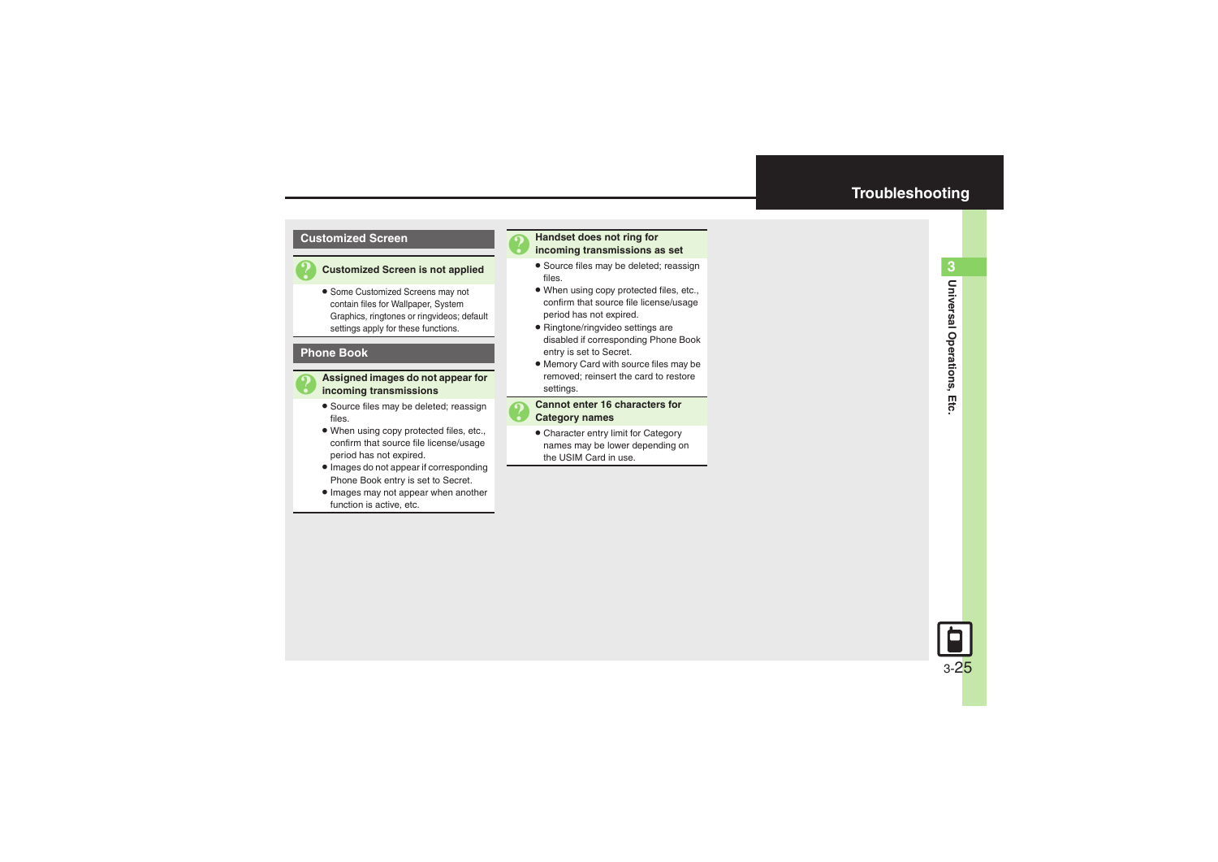# Troubleshooting

## Customized Screen

### Customized Screen is not applied

- Some Customized Screens may not contain files for Wallpaper, System Graphics, ringtones or ringvideos; default settings apply for these functions.

## Phone Book

### Assigned images do not appear for incoming transmissions

- Source files may be deleted; reassign files.
- When using copy protected files, etc., confirm that source file license/usage period has not expired.
- Images do not appear if corresponding Phone Book entry is set to Secret.
- Images may not appear when another function is active, etc.

### Handset does not ring for incoming transmissions as set

- Source files may be deleted; reassign files.
- When using copy protected files, etc., confirm that source file license/usage period has not expired.
- Ringtone/ringvideo settings are disabled if corresponding Phone Book entry is set to Secret.
- Memory Card with source files may be removed; reinsert the card to restore settings.

### Cannot enter 16 characters for Category names

- Character entry limit for Category names may be lower depending on the USIM Card in use.